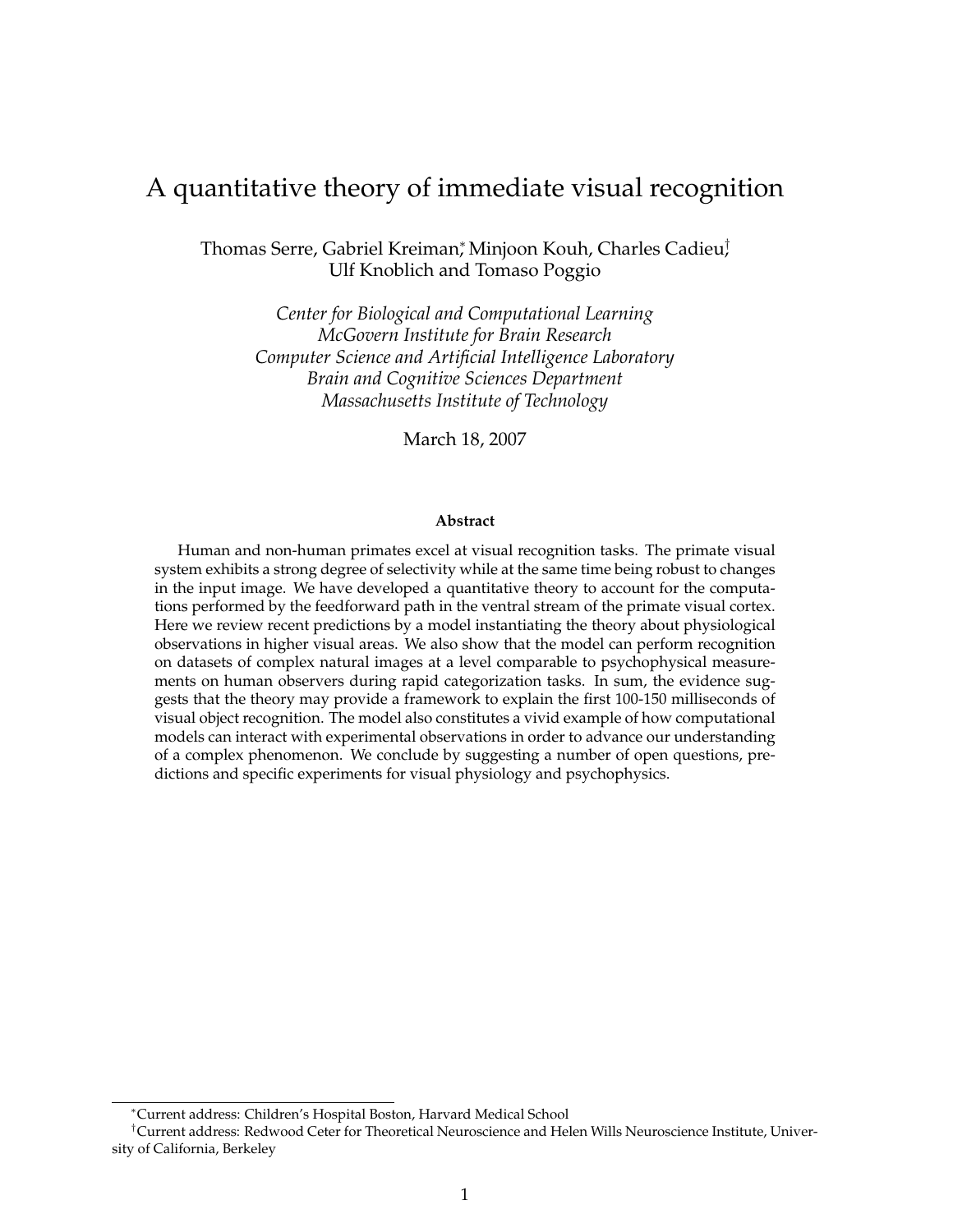# A quantitative theory of immediate visual recognition

Thomas Serre, Gabriel Kreiman[*], Minjoon Kouh, Charles Cadieu[†], Ulf Knoblich and Tomaso Poggio

*Center for Biological and Computational Learning*
*McGovern Institute for Brain Research*
*Computer Science and Artificial Intelligence Laboratory*
*Brain and Cognitive Sciences Department*
*Massachusetts Institute of Technology*

March 18, 2007

**Abstract**

Human and non-human primates excel at visual recognition tasks. The primate visual system exhibits a strong degree of selectivity while at the same time being robust to changes in the input image. We have developed a quantitative theory to account for the computations performed by the feedforward path in the ventral stream of the primate visual cortex. Here we review recent predictions by a model instantiating the theory about physiological observations in higher visual areas. We also show that the model can perform recognition on datasets of complex natural images at a level comparable to psychophysical measurements on human observers during rapid categorization tasks. In sum, the evidence suggests that the theory may provide a framework to explain the first 100-150 milliseconds of visual object recognition. The model also constitutes a vivid example of how computational models can interact with experimental observations in order to advance our understanding of a complex phenomenon. We conclude by suggesting a number of open questions, predictions and specific experiments for visual physiology and psychophysics.

---

[*] Current address: Children's Hospital Boston, Harvard Medical School

[†] Current address: Redwood Ceter for Theoretical Neuroscience and Helen Wills Neuroscience Institute, University of California, Berkeley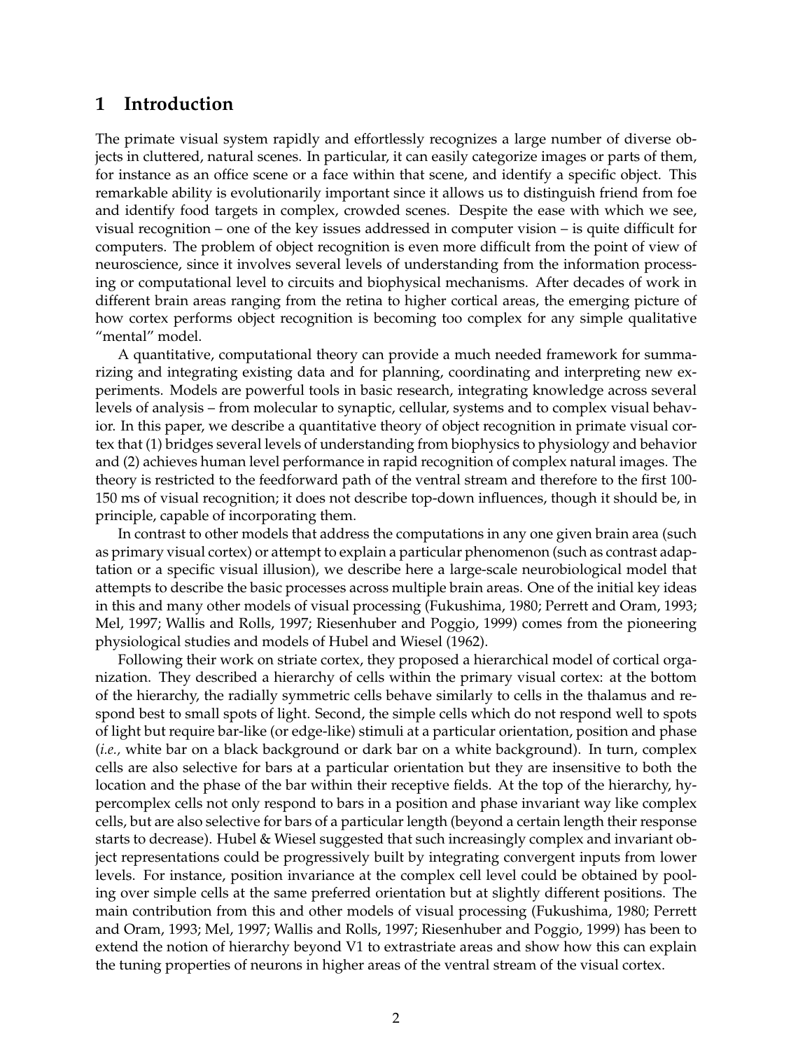## 1 Introduction

The primate visual system rapidly and effortlessly recognizes a large number of diverse objects in cluttered, natural scenes. In particular, it can easily categorize images or parts of them, for instance as an office scene or a face within that scene, and identify a specific object. This remarkable ability is evolutionarily important since it allows us to distinguish friend from foe and identify food targets in complex, crowded scenes. Despite the ease with which we see, visual recognition – one of the key issues addressed in computer vision – is quite difficult for computers. The problem of object recognition is even more difficult from the point of view of neuroscience, since it involves several levels of understanding from the information processing or computational level to circuits and biophysical mechanisms. After decades of work in different brain areas ranging from the retina to higher cortical areas, the emerging picture of how cortex performs object recognition is becoming too complex for any simple qualitative "mental" model.

A quantitative, computational theory can provide a much needed framework for summarizing and integrating existing data and for planning, coordinating and interpreting new experiments. Models are powerful tools in basic research, integrating knowledge across several levels of analysis – from molecular to synaptic, cellular, systems and to complex visual behavior. In this paper, we describe a quantitative theory of object recognition in primate visual cortex that (1) bridges several levels of understanding from biophysics to physiology and behavior and (2) achieves human level performance in rapid recognition of complex natural images. The theory is restricted to the feedforward path of the ventral stream and therefore to the first 100-150 ms of visual recognition; it does not describe top-down influences, though it should be, in principle, capable of incorporating them.

In contrast to other models that address the computations in any one given brain area (such as primary visual cortex) or attempt to explain a particular phenomenon (such as contrast adaptation or a specific visual illusion), we describe here a large-scale neurobiological model that attempts to describe the basic processes across multiple brain areas. One of the initial key ideas in this and many other models of visual processing (Fukushima, 1980; Perrett and Oram, 1993; Mel, 1997; Wallis and Rolls, 1997; Riesenhuber and Poggio, 1999) comes from the pioneering physiological studies and models of Hubel and Wiesel (1962).

Following their work on striate cortex, they proposed a hierarchical model of cortical organization. They described a hierarchy of cells within the primary visual cortex: at the bottom of the hierarchy, the radially symmetric cells behave similarly to cells in the thalamus and respond best to small spots of light. Second, the simple cells which do not respond well to spots of light but require bar-like (or edge-like) stimuli at a particular orientation, position and phase (*i.e.,* white bar on a black background or dark bar on a white background). In turn, complex cells are also selective for bars at a particular orientation but they are insensitive to both the location and the phase of the bar within their receptive fields. At the top of the hierarchy, hypercomplex cells not only respond to bars in a position and phase invariant way like complex cells, but are also selective for bars of a particular length (beyond a certain length their response starts to decrease). Hubel & Wiesel suggested that such increasingly complex and invariant object representations could be progressively built by integrating convergent inputs from lower levels. For instance, position invariance at the complex cell level could be obtained by pooling over simple cells at the same preferred orientation but at slightly different positions. The main contribution from this and other models of visual processing (Fukushima, 1980; Perrett and Oram, 1993; Mel, 1997; Wallis and Rolls, 1997; Riesenhuber and Poggio, 1999) has been to extend the notion of hierarchy beyond V1 to extrastriate areas and show how this can explain the tuning properties of neurons in higher areas of the ventral stream of the visual cortex.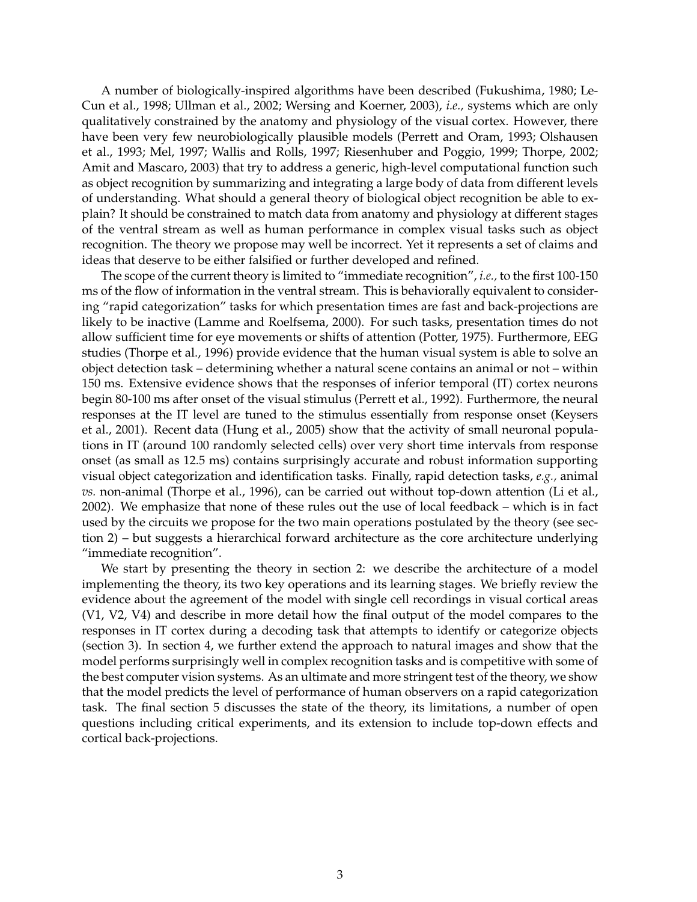A number of biologically-inspired algorithms have been described (Fukushima, 1980; Le-Cun et al., 1998; Ullman et al., 2002; Wersing and Koerner, 2003), *i.e.,* systems which are only qualitatively constrained by the anatomy and physiology of the visual cortex. However, there have been very few neurobiologically plausible models (Perrett and Oram, 1993; Olshausen et al., 1993; Mel, 1997; Wallis and Rolls, 1997; Riesenhuber and Poggio, 1999; Thorpe, 2002; Amit and Mascaro, 2003) that try to address a generic, high-level computational function such as object recognition by summarizing and integrating a large body of data from different levels of understanding. What should a general theory of biological object recognition be able to explain? It should be constrained to match data from anatomy and physiology at different stages of the ventral stream as well as human performance in complex visual tasks such as object recognition. The theory we propose may well be incorrect. Yet it represents a set of claims and ideas that deserve to be either falsified or further developed and refined.

The scope of the current theory is limited to "immediate recognition", *i.e.,* to the first 100-150 ms of the flow of information in the ventral stream. This is behaviorally equivalent to considering "rapid categorization" tasks for which presentation times are fast and back-projections are likely to be inactive (Lamme and Roelfsema, 2000). For such tasks, presentation times do not allow sufficient time for eye movements or shifts of attention (Potter, 1975). Furthermore, EEG studies (Thorpe et al., 1996) provide evidence that the human visual system is able to solve an object detection task – determining whether a natural scene contains an animal or not – within 150 ms. Extensive evidence shows that the responses of inferior temporal (IT) cortex neurons begin 80-100 ms after onset of the visual stimulus (Perrett et al., 1992). Furthermore, the neural responses at the IT level are tuned to the stimulus essentially from response onset (Keysers et al., 2001). Recent data (Hung et al., 2005) show that the activity of small neuronal populations in IT (around 100 randomly selected cells) over very short time intervals from response onset (as small as 12.5 ms) contains surprisingly accurate and robust information supporting visual object categorization and identification tasks. Finally, rapid detection tasks, *e.g.,* animal *vs.* non-animal (Thorpe et al., 1996), can be carried out without top-down attention (Li et al., 2002). We emphasize that none of these rules out the use of local feedback – which is in fact used by the circuits we propose for the two main operations postulated by the theory (see section 2) – but suggests a hierarchical forward architecture as the core architecture underlying "immediate recognition".

We start by presenting the theory in section 2: we describe the architecture of a model implementing the theory, its two key operations and its learning stages. We briefly review the evidence about the agreement of the model with single cell recordings in visual cortical areas (V1, V2, V4) and describe in more detail how the final output of the model compares to the responses in IT cortex during a decoding task that attempts to identify or categorize objects (section 3). In section 4, we further extend the approach to natural images and show that the model performs surprisingly well in complex recognition tasks and is competitive with some of the best computer vision systems. As an ultimate and more stringent test of the theory, we show that the model predicts the level of performance of human observers on a rapid categorization task. The final section 5 discusses the state of the theory, its limitations, a number of open questions including critical experiments, and its extension to include top-down effects and cortical back-projections.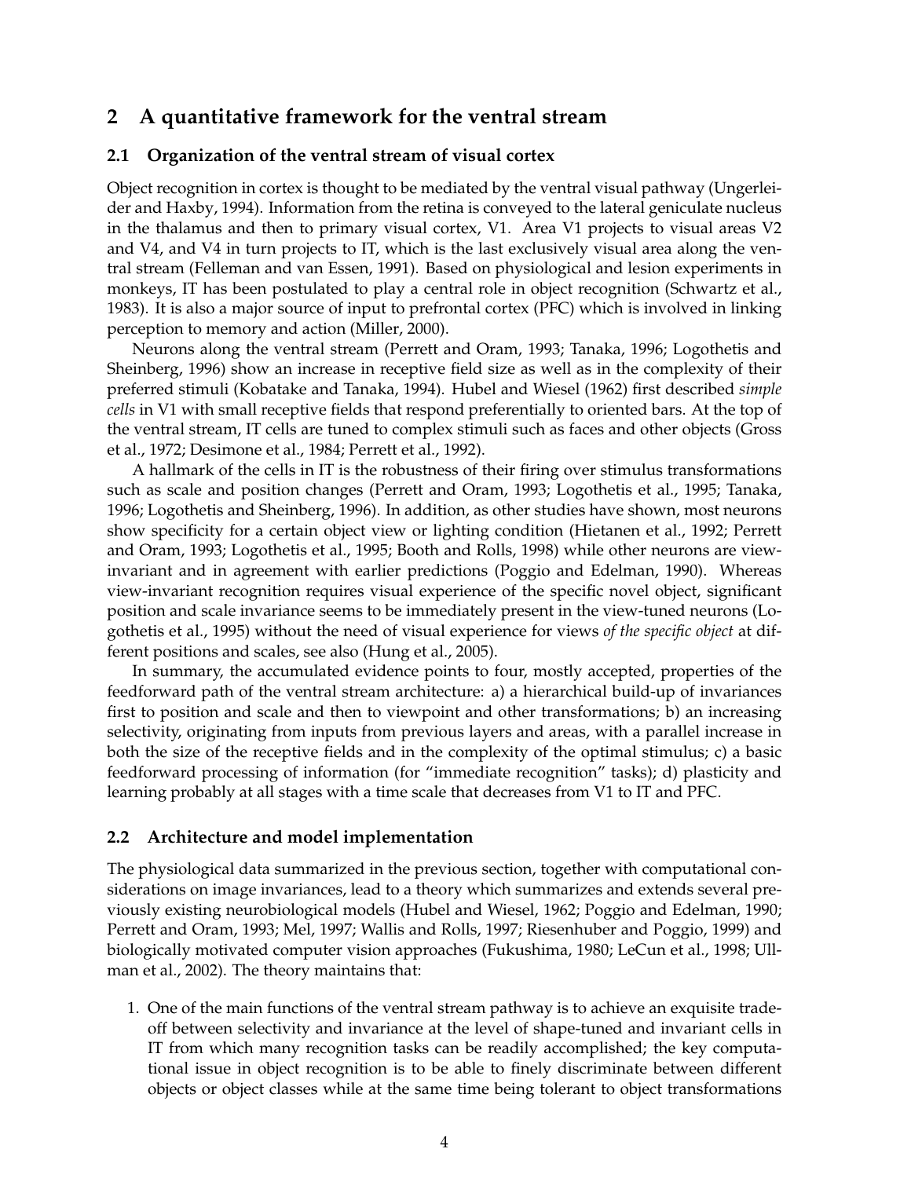## 2 A quantitative framework for the ventral stream

### 2.1 Organization of the ventral stream of visual cortex

Object recognition in cortex is thought to be mediated by the ventral visual pathway (Ungerleider and Haxby, 1994). Information from the retina is conveyed to the lateral geniculate nucleus in the thalamus and then to primary visual cortex, V1. Area V1 projects to visual areas V2 and V4, and V4 in turn projects to IT, which is the last exclusively visual area along the ventral stream (Felleman and van Essen, 1991). Based on physiological and lesion experiments in monkeys, IT has been postulated to play a central role in object recognition (Schwartz et al., 1983). It is also a major source of input to prefrontal cortex (PFC) which is involved in linking perception to memory and action (Miller, 2000).

Neurons along the ventral stream (Perrett and Oram, 1993; Tanaka, 1996; Logothetis and Sheinberg, 1996) show an increase in receptive field size as well as in the complexity of their preferred stimuli (Kobatake and Tanaka, 1994). Hubel and Wiesel (1962) first described *simple cells* in V1 with small receptive fields that respond preferentially to oriented bars. At the top of the ventral stream, IT cells are tuned to complex stimuli such as faces and other objects (Gross et al., 1972; Desimone et al., 1984; Perrett et al., 1992).

A hallmark of the cells in IT is the robustness of their firing over stimulus transformations such as scale and position changes (Perrett and Oram, 1993; Logothetis et al., 1995; Tanaka, 1996; Logothetis and Sheinberg, 1996). In addition, as other studies have shown, most neurons show specificity for a certain object view or lighting condition (Hietanen et al., 1992; Perrett and Oram, 1993; Logothetis et al., 1995; Booth and Rolls, 1998) while other neurons are view-invariant and in agreement with earlier predictions (Poggio and Edelman, 1990). Whereas view-invariant recognition requires visual experience of the specific novel object, significant position and scale invariance seems to be immediately present in the view-tuned neurons (Logothetis et al., 1995) without the need of visual experience for views *of the specific object* at different positions and scales, see also (Hung et al., 2005).

In summary, the accumulated evidence points to four, mostly accepted, properties of the feedforward path of the ventral stream architecture: a) a hierarchical build-up of invariances first to position and scale and then to viewpoint and other transformations; b) an increasing selectivity, originating from inputs from previous layers and areas, with a parallel increase in both the size of the receptive fields and in the complexity of the optimal stimulus; c) a basic feedforward processing of information (for "immediate recognition" tasks); d) plasticity and learning probably at all stages with a time scale that decreases from V1 to IT and PFC.

### 2.2 Architecture and model implementation

The physiological data summarized in the previous section, together with computational considerations on image invariances, lead to a theory which summarizes and extends several previously existing neurobiological models (Hubel and Wiesel, 1962; Poggio and Edelman, 1990; Perrett and Oram, 1993; Mel, 1997; Wallis and Rolls, 1997; Riesenhuber and Poggio, 1999) and biologically motivated computer vision approaches (Fukushima, 1980; LeCun et al., 1998; Ullman et al., 2002). The theory maintains that:

1. One of the main functions of the ventral stream pathway is to achieve an exquisite trade-off between selectivity and invariance at the level of shape-tuned and invariant cells in IT from which many recognition tasks can be readily accomplished; the key computational issue in object recognition is to be able to finely discriminate between different objects or object classes while at the same time being tolerant to object transformations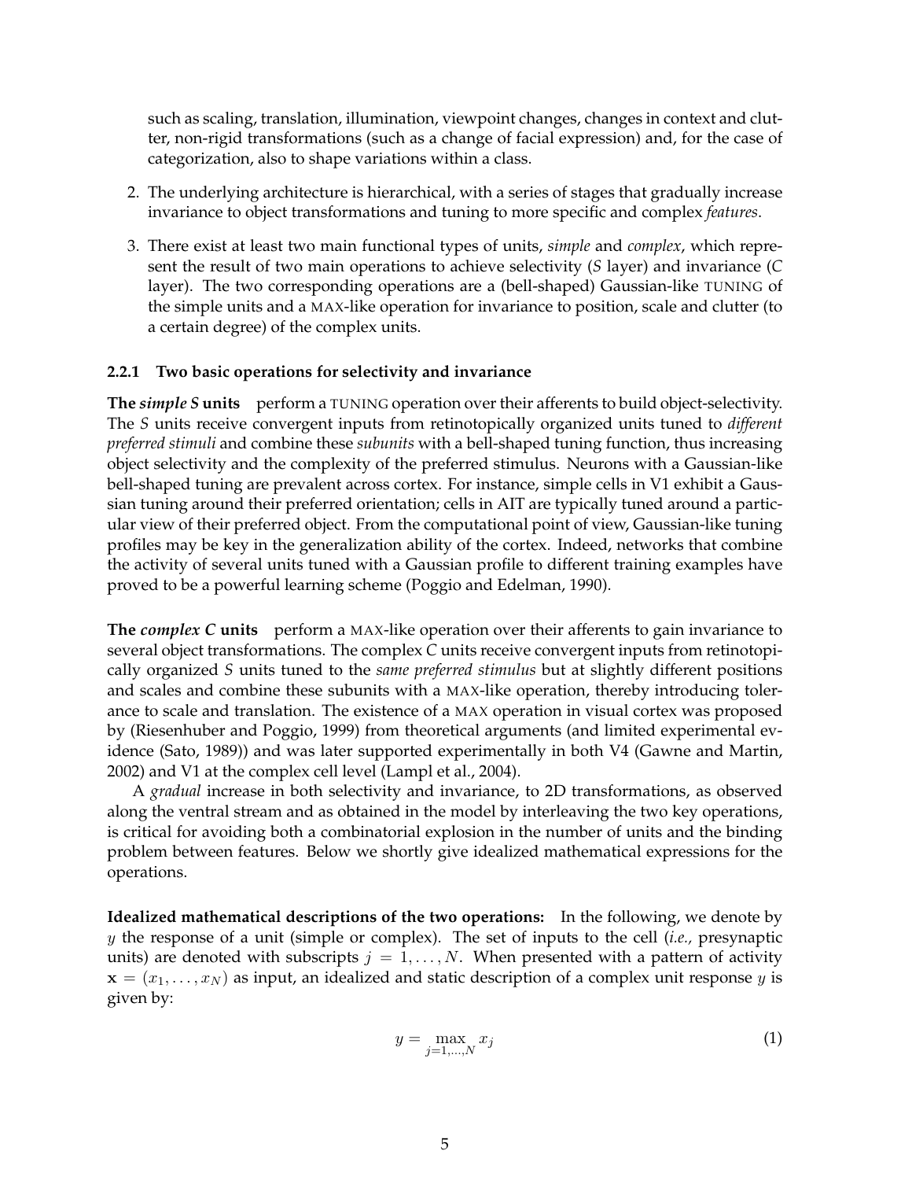such as scaling, translation, illumination, viewpoint changes, changes in context and clutter, non-rigid transformations (such as a change of facial expression) and, for the case of categorization, also to shape variations within a class.

2. The underlying architecture is hierarchical, with a series of stages that gradually increase invariance to object transformations and tuning to more specific and complex *features*.

3. There exist at least two main functional types of units, *simple* and *complex*, which represent the result of two main operations to achieve selectivity (*S* layer) and invariance (*C* layer). The two corresponding operations are a (bell-shaped) Gaussian-like TUNING of the simple units and a MAX-like operation for invariance to position, scale and clutter (to a certain degree) of the complex units.

### 2.2.1 Two basic operations for selectivity and invariance

**The *simple S* units** perform a TUNING operation over their afferents to build object-selectivity. The *S* units receive convergent inputs from retinotopically organized units tuned to *different preferred stimuli* and combine these *subunits* with a bell-shaped tuning function, thus increasing object selectivity and the complexity of the preferred stimulus. Neurons with a Gaussian-like bell-shaped tuning are prevalent across cortex. For instance, simple cells in V1 exhibit a Gaussian tuning around their preferred orientation; cells in AIT are typically tuned around a particular view of their preferred object. From the computational point of view, Gaussian-like tuning profiles may be key in the generalization ability of the cortex. Indeed, networks that combine the activity of several units tuned with a Gaussian profile to different training examples have proved to be a powerful learning scheme (Poggio and Edelman, 1990).

**The *complex C* units** perform a MAX-like operation over their afferents to gain invariance to several object transformations. The complex *C* units receive convergent inputs from retinotopically organized *S* units tuned to the *same preferred stimulus* but at slightly different positions and scales and combine these subunits with a MAX-like operation, thereby introducing tolerance to scale and translation. The existence of a MAX operation in visual cortex was proposed by (Riesenhuber and Poggio, 1999) from theoretical arguments (and limited experimental evidence (Sato, 1989)) and was later supported experimentally in both V4 (Gawne and Martin, 2002) and V1 at the complex cell level (Lampl et al., 2004).

A *gradual* increase in both selectivity and invariance, to 2D transformations, as observed along the ventral stream and as obtained in the model by interleaving the two key operations, is critical for avoiding both a combinatorial explosion in the number of units and the binding problem between features. Below we shortly give idealized mathematical expressions for the operations.

**Idealized mathematical descriptions of the two operations:** In the following, we denote by $y$ the response of a unit (simple or complex). The set of inputs to the cell (*i.e.,* presynaptic units) are denoted with subscripts $j = 1, \ldots, N$. When presented with a pattern of activity $\mathbf{x} = (x_1, \ldots, x_N)$ as input, an idealized and static description of a complex unit response $y$ is given by:

$$y = \max_{j=1,\ldots,N} x_j \tag{1}$$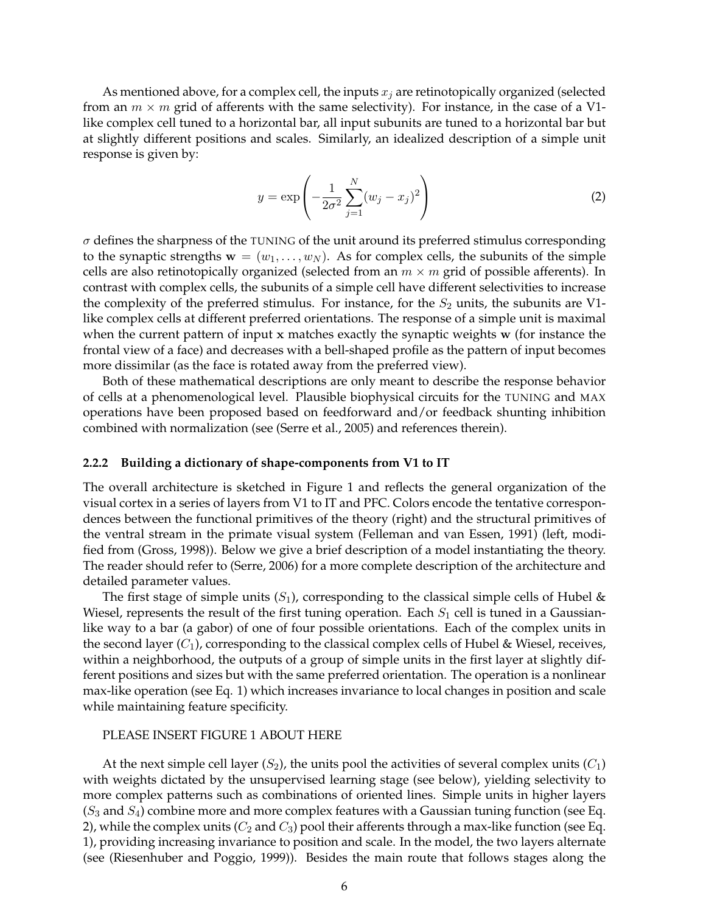As mentioned above, for a complex cell, the inputs $x_j$ are retinotopically organized (selected from an $m \times m$ grid of afferents with the same selectivity). For instance, in the case of a V1-like complex cell tuned to a horizontal bar, all input subunits are tuned to a horizontal bar but at slightly different positions and scales. Similarly, an idealized description of a simple unit response is given by:

$$y = \exp\left(-\frac{1}{2\sigma^2}\sum_{j=1}^{N}(w_j - x_j)^2\right) \tag{2}$$

$\sigma$ defines the sharpness of the TUNING of the unit around its preferred stimulus corresponding to the synaptic strengths $\mathbf{w} = (w_1, \ldots, w_N)$. As for complex cells, the subunits of the simple cells are also retinotopically organized (selected from an $m \times m$ grid of possible afferents). In contrast with complex cells, the subunits of a simple cell have different selectivities to increase the complexity of the preferred stimulus. For instance, for the $S_2$ units, the subunits are V1-like complex cells at different preferred orientations. The response of a simple unit is maximal when the current pattern of input $\mathbf{x}$ matches exactly the synaptic weights $\mathbf{w}$ (for instance the frontal view of a face) and decreases with a bell-shaped profile as the pattern of input becomes more dissimilar (as the face is rotated away from the preferred view).

Both of these mathematical descriptions are only meant to describe the response behavior of cells at a phenomenological level. Plausible biophysical circuits for the TUNING and MAX operations have been proposed based on feedforward and/or feedback shunting inhibition combined with normalization (see (Serre et al., 2005) and references therein).

### 2.2.2 Building a dictionary of shape-components from V1 to IT

The overall architecture is sketched in Figure 1 and reflects the general organization of the visual cortex in a series of layers from V1 to IT and PFC. Colors encode the tentative correspondences between the functional primitives of the theory (right) and the structural primitives of the ventral stream in the primate visual system (Felleman and van Essen, 1991) (left, modified from (Gross, 1998)). Below we give a brief description of a model instantiating the theory. The reader should refer to (Serre, 2006) for a more complete description of the architecture and detailed parameter values.

The first stage of simple units ($S_1$), corresponding to the classical simple cells of Hubel & Wiesel, represents the result of the first tuning operation. Each $S_1$ cell is tuned in a Gaussian-like way to a bar (a gabor) of one of four possible orientations. Each of the complex units in the second layer ($C_1$), corresponding to the classical complex cells of Hubel & Wiesel, receives, within a neighborhood, the outputs of a group of simple units in the first layer at slightly different positions and sizes but with the same preferred orientation. The operation is a nonlinear max-like operation (see Eq. 1) which increases invariance to local changes in position and scale while maintaining feature specificity.

PLEASE INSERT FIGURE 1 ABOUT HERE

At the next simple cell layer ($S_2$), the units pool the activities of several complex units ($C_1$) with weights dictated by the unsupervised learning stage (see below), yielding selectivity to more complex patterns such as combinations of oriented lines. Simple units in higher layers ($S_3$ and $S_4$) combine more and more complex features with a Gaussian tuning function (see Eq. 2), while the complex units ($C_2$ and $C_3$) pool their afferents through a max-like function (see Eq. 1), providing increasing invariance to position and scale. In the model, the two layers alternate (see (Riesenhuber and Poggio, 1999)). Besides the main route that follows stages along the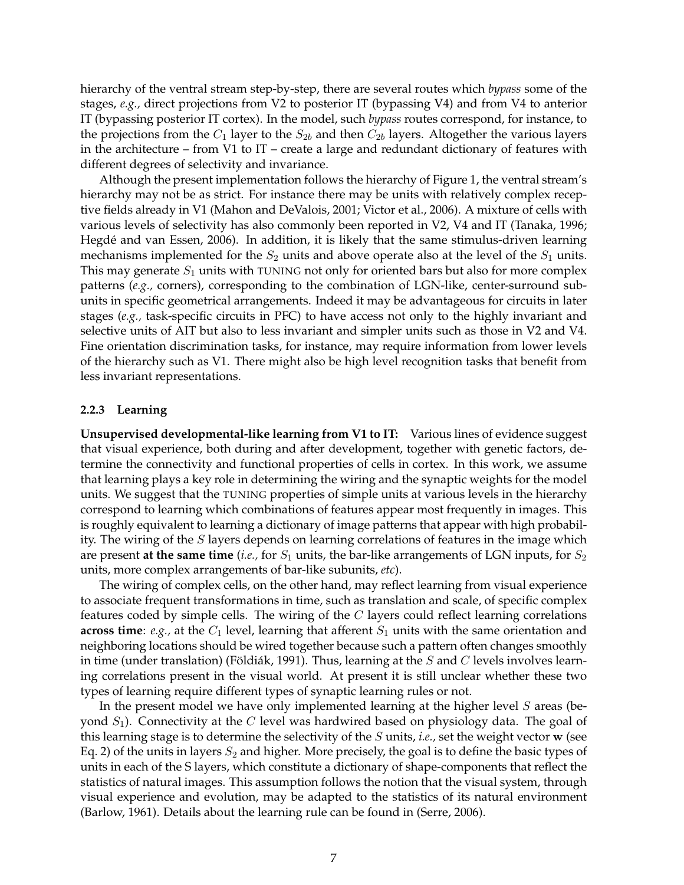hierarchy of the ventral stream step-by-step, there are several routes which *bypass* some of the stages, *e.g.,* direct projections from V2 to posterior IT (bypassing V4) and from V4 to anterior IT (bypassing posterior IT cortex). In the model, such *bypass* routes correspond, for instance, to the projections from the $C_1$ layer to the $S_{2b}$ and then $C_{2b}$ layers. Altogether the various layers in the architecture – from V1 to IT – create a large and redundant dictionary of features with different degrees of selectivity and invariance.

Although the present implementation follows the hierarchy of Figure 1, the ventral stream's hierarchy may not be as strict. For instance there may be units with relatively complex receptive fields already in V1 (Mahon and DeValois, 2001; Victor et al., 2006). A mixture of cells with various levels of selectivity has also commonly been reported in V2, V4 and IT (Tanaka, 1996; Hegdé and van Essen, 2006). In addition, it is likely that the same stimulus-driven learning mechanisms implemented for the $S_2$ units and above operate also at the level of the $S_1$ units. This may generate $S_1$ units with TUNING not only for oriented bars but also for more complex patterns (*e.g.,* corners), corresponding to the combination of LGN-like, center-surround subunits in specific geometrical arrangements. Indeed it may be advantageous for circuits in later stages (*e.g.,* task-specific circuits in PFC) to have access not only to the highly invariant and selective units of AIT but also to less invariant and simpler units such as those in V2 and V4. Fine orientation discrimination tasks, for instance, may require information from lower levels of the hierarchy such as V1. There might also be high level recognition tasks that benefit from less invariant representations.

#### 2.2.3 Learning

**Unsupervised developmental-like learning from V1 to IT:** Various lines of evidence suggest that visual experience, both during and after development, together with genetic factors, determine the connectivity and functional properties of cells in cortex. In this work, we assume that learning plays a key role in determining the wiring and the synaptic weights for the model units. We suggest that the TUNING properties of simple units at various levels in the hierarchy correspond to learning which combinations of features appear most frequently in images. This is roughly equivalent to learning a dictionary of image patterns that appear with high probability. The wiring of the $S$ layers depends on learning correlations of features in the image which are present **at the same time** (*i.e.,* for $S_1$ units, the bar-like arrangements of LGN inputs, for $S_2$ units, more complex arrangements of bar-like subunits, *etc*).

The wiring of complex cells, on the other hand, may reflect learning from visual experience to associate frequent transformations in time, such as translation and scale, of specific complex features coded by simple cells. The wiring of the $C$ layers could reflect learning correlations **across time**: *e.g.,* at the $C_1$ level, learning that afferent $S_1$ units with the same orientation and neighboring locations should be wired together because such a pattern often changes smoothly in time (under translation) (Földiák, 1991). Thus, learning at the $S$ and $C$ levels involves learning correlations present in the visual world. At present it is still unclear whether these two types of learning require different types of synaptic learning rules or not.

In the present model we have only implemented learning at the higher level $S$ areas (beyond $S_1$). Connectivity at the $C$ level was hardwired based on physiology data. The goal of this learning stage is to determine the selectivity of the $S$ units, *i.e.,* set the weight vector $\mathbf{w}$ (see Eq. 2) of the units in layers $S_2$ and higher. More precisely, the goal is to define the basic types of units in each of the S layers, which constitute a dictionary of shape-components that reflect the statistics of natural images. This assumption follows the notion that the visual system, through visual experience and evolution, may be adapted to the statistics of its natural environment (Barlow, 1961). Details about the learning rule can be found in (Serre, 2006).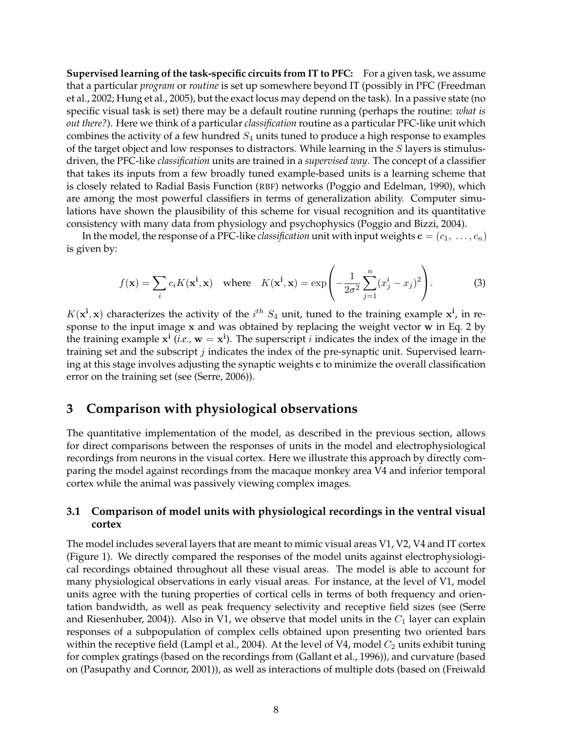**Supervised learning of the task-specific circuits from IT to PFC:** For a given task, we assume that a particular *program* or *routine* is set up somewhere beyond IT (possibly in PFC (Freedman et al., 2002; Hung et al., 2005), but the exact locus may depend on the task). In a passive state (no specific visual task is set) there may be a default routine running (perhaps the routine: *what is out there?*). Here we think of a particular *classification* routine as a particular PFC-like unit which combines the activity of a few hundred $S_4$ units tuned to produce a high response to examples of the target object and low responses to distractors. While learning in the $S$ layers is stimulus-driven, the PFC-like *classification* units are trained in a *supervised way*. The concept of a classifier that takes its inputs from a few broadly tuned example-based units is a learning scheme that is closely related to Radial Basis Function (RBF) networks (Poggio and Edelman, 1990), which are among the most powerful classifiers in terms of generalization ability. Computer simulations have shown the plausibility of this scheme for visual recognition and its quantitative consistency with many data from physiology and psychophysics (Poggio and Bizzi, 2004).

In the model, the response of a PFC-like *classification* unit with input weights $\mathbf{c} = (c_1, \ldots, c_n)$ is given by:

$$f(\mathbf{x}) = \sum_i c_i K(\mathbf{x^i}, \mathbf{x}) \quad \text{where} \quad K(\mathbf{x^i}, \mathbf{x}) = \exp\left( -\frac{1}{2\sigma^2} \sum_{j=1}^{n} (x_j^i - x_j)^2 \right). \tag{3}$$

$K(\mathbf{x^i}, \mathbf{x})$ characterizes the activity of the $i^{th}$ $S_4$ unit, tuned to the training example $\mathbf{x^i}$, in response to the input image $\mathbf{x}$ and was obtained by replacing the weight vector $\mathbf{w}$ in Eq. 2 by the training example $\mathbf{x^i}$ (*i.e.*, $\mathbf{w} = \mathbf{x^i}$). The superscript $i$ indicates the index of the image in the training set and the subscript $j$ indicates the index of the pre-synaptic unit. Supervised learning at this stage involves adjusting the synaptic weights $\mathbf{c}$ to minimize the overall classification error on the training set (see (Serre, 2006)).

## 3 Comparison with physiological observations

The quantitative implementation of the model, as described in the previous section, allows for direct comparisons between the responses of units in the model and electrophysiological recordings from neurons in the visual cortex. Here we illustrate this approach by directly comparing the model against recordings from the macaque monkey area V4 and inferior temporal cortex while the animal was passively viewing complex images.

### 3.1 Comparison of model units with physiological recordings in the ventral visual cortex

The model includes several layers that are meant to mimic visual areas V1, V2, V4 and IT cortex (Figure 1). We directly compared the responses of the model units against electrophysiological recordings obtained throughout all these visual areas. The model is able to account for many physiological observations in early visual areas. For instance, at the level of V1, model units agree with the tuning properties of cortical cells in terms of both frequency and orientation bandwidth, as well as peak frequency selectivity and receptive field sizes (see (Serre and Riesenhuber, 2004)). Also in V1, we observe that model units in the $C_1$ layer can explain responses of a subpopulation of complex cells obtained upon presenting two oriented bars within the receptive field (Lampl et al., 2004). At the level of V4, model $C_2$ units exhibit tuning for complex gratings (based on the recordings from (Gallant et al., 1996)), and curvature (based on (Pasupathy and Connor, 2001)), as well as interactions of multiple dots (based on (Freiwald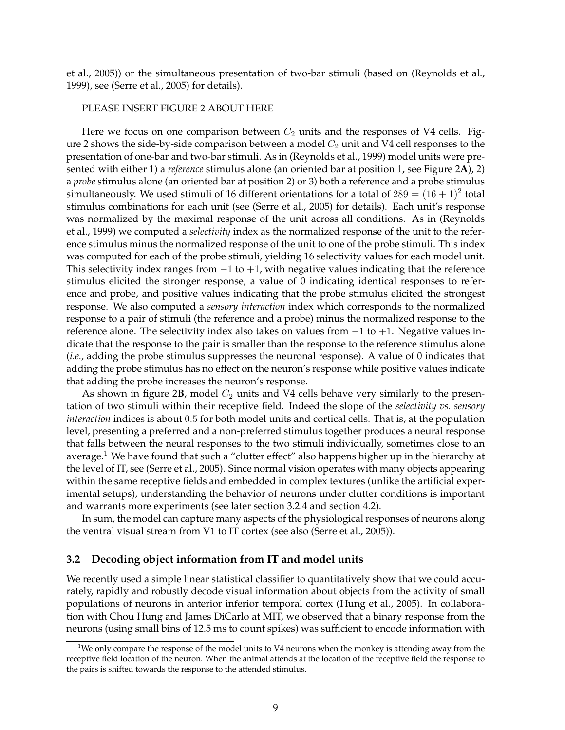et al., 2005)) or the simultaneous presentation of two-bar stimuli (based on (Reynolds et al., 1999), see (Serre et al., 2005) for details).

PLEASE INSERT FIGURE 2 ABOUT HERE

Here we focus on one comparison between $C_2$ units and the responses of V4 cells. Figure 2 shows the side-by-side comparison between a model $C_2$ unit and V4 cell responses to the presentation of one-bar and two-bar stimuli. As in (Reynolds et al., 1999) model units were presented with either 1) a *reference* stimulus alone (an oriented bar at position 1, see Figure 2**A**), 2) a *probe* stimulus alone (an oriented bar at position 2) or 3) both a reference and a probe stimulus simultaneously. We used stimuli of 16 different orientations for a total of $289 = (16 + 1)^2$ total stimulus combinations for each unit (see (Serre et al., 2005) for details). Each unit's response was normalized by the maximal response of the unit across all conditions. As in (Reynolds et al., 1999) we computed a *selectivity* index as the normalized response of the unit to the reference stimulus minus the normalized response of the unit to one of the probe stimuli. This index was computed for each of the probe stimuli, yielding 16 selectivity values for each model unit. This selectivity index ranges from $-1$ to $+1$, with negative values indicating that the reference stimulus elicited the stronger response, a value of 0 indicating identical responses to reference and probe, and positive values indicating that the probe stimulus elicited the strongest response. We also computed a *sensory interaction* index which corresponds to the normalized response to a pair of stimuli (the reference and a probe) minus the normalized response to the reference alone. The selectivity index also takes on values from $-1$ to $+1$. Negative values indicate that the response to the pair is smaller than the response to the reference stimulus alone (*i.e.,* adding the probe stimulus suppresses the neuronal response). A value of 0 indicates that adding the probe stimulus has no effect on the neuron's response while positive values indicate that adding the probe increases the neuron's response.

As shown in figure 2**B**, model $C_2$ units and V4 cells behave very similarly to the presentation of two stimuli within their receptive field. Indeed the slope of the *selectivity vs. sensory interaction* indices is about $0.5$ for both model units and cortical cells. That is, at the population level, presenting a preferred and a non-preferred stimulus together produces a neural response that falls between the neural responses to the two stimuli individually, sometimes close to an average.[1] We have found that such a "clutter effect" also happens higher up in the hierarchy at the level of IT, see (Serre et al., 2005). Since normal vision operates with many objects appearing within the same receptive fields and embedded in complex textures (unlike the artificial experimental setups), understanding the behavior of neurons under clutter conditions is important and warrants more experiments (see later section 3.2.4 and section 4.2).

In sum, the model can capture many aspects of the physiological responses of neurons along the ventral visual stream from V1 to IT cortex (see also (Serre et al., 2005)).

### 3.2 Decoding object information from IT and model units

We recently used a simple linear statistical classifier to quantitatively show that we could accurately, rapidly and robustly decode visual information about objects from the activity of small populations of neurons in anterior inferior temporal cortex (Hung et al., 2005). In collaboration with Chou Hung and James DiCarlo at MIT, we observed that a binary response from the neurons (using small bins of 12.5 ms to count spikes) was sufficient to encode information with

[1] We only compare the response of the model units to V4 neurons when the monkey is attending away from the receptive field location of the neuron. When the animal attends at the location of the receptive field the response to the pairs is shifted towards the response to the attended stimulus.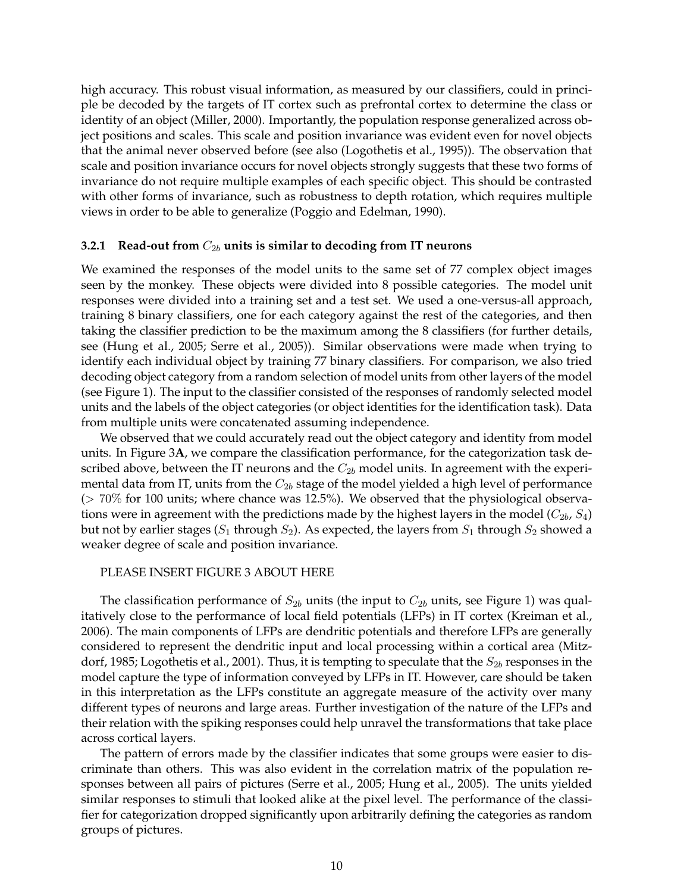high accuracy. This robust visual information, as measured by our classifiers, could in principle be decoded by the targets of IT cortex such as prefrontal cortex to determine the class or identity of an object (Miller, 2000). Importantly, the population response generalized across object positions and scales. This scale and position invariance was evident even for novel objects that the animal never observed before (see also (Logothetis et al., 1995)). The observation that scale and position invariance occurs for novel objects strongly suggests that these two forms of invariance do not require multiple examples of each specific object. This should be contrasted with other forms of invariance, such as robustness to depth rotation, which requires multiple views in order to be able to generalize (Poggio and Edelman, 1990).

### 3.2.1 Read-out from $C_{2b}$ units is similar to decoding from IT neurons

We examined the responses of the model units to the same set of 77 complex object images seen by the monkey. These objects were divided into 8 possible categories. The model unit responses were divided into a training set and a test set. We used a one-versus-all approach, training 8 binary classifiers, one for each category against the rest of the categories, and then taking the classifier prediction to be the maximum among the 8 classifiers (for further details, see (Hung et al., 2005; Serre et al., 2005)). Similar observations were made when trying to identify each individual object by training 77 binary classifiers. For comparison, we also tried decoding object category from a random selection of model units from other layers of the model (see Figure 1). The input to the classifier consisted of the responses of randomly selected model units and the labels of the object categories (or object identities for the identification task). Data from multiple units were concatenated assuming independence.

We observed that we could accurately read out the object category and identity from model units. In Figure 3**A**, we compare the classification performance, for the categorization task described above, between the IT neurons and the $C_{2b}$ model units. In agreement with the experimental data from IT, units from the $C_{2b}$ stage of the model yielded a high level of performance ($> 70\%$ for 100 units; where chance was 12.5%). We observed that the physiological observations were in agreement with the predictions made by the highest layers in the model ($C_{2b}$, $S_4$) but not by earlier stages ($S_1$ through $S_2$). As expected, the layers from $S_1$ through $S_2$ showed a weaker degree of scale and position invariance.

PLEASE INSERT FIGURE 3 ABOUT HERE

The classification performance of $S_{2b}$ units (the input to $C_{2b}$ units, see Figure 1) was qualitatively close to the performance of local field potentials (LFPs) in IT cortex (Kreiman et al., 2006). The main components of LFPs are dendritic potentials and therefore LFPs are generally considered to represent the dendritic input and local processing within a cortical area (Mitzdorf, 1985; Logothetis et al., 2001). Thus, it is tempting to speculate that the $S_{2b}$ responses in the model capture the type of information conveyed by LFPs in IT. However, care should be taken in this interpretation as the LFPs constitute an aggregate measure of the activity over many different types of neurons and large areas. Further investigation of the nature of the LFPs and their relation with the spiking responses could help unravel the transformations that take place across cortical layers.

The pattern of errors made by the classifier indicates that some groups were easier to discriminate than others. This was also evident in the correlation matrix of the population responses between all pairs of pictures (Serre et al., 2005; Hung et al., 2005). The units yielded similar responses to stimuli that looked alike at the pixel level. The performance of the classifier for categorization dropped significantly upon arbitrarily defining the categories as random groups of pictures.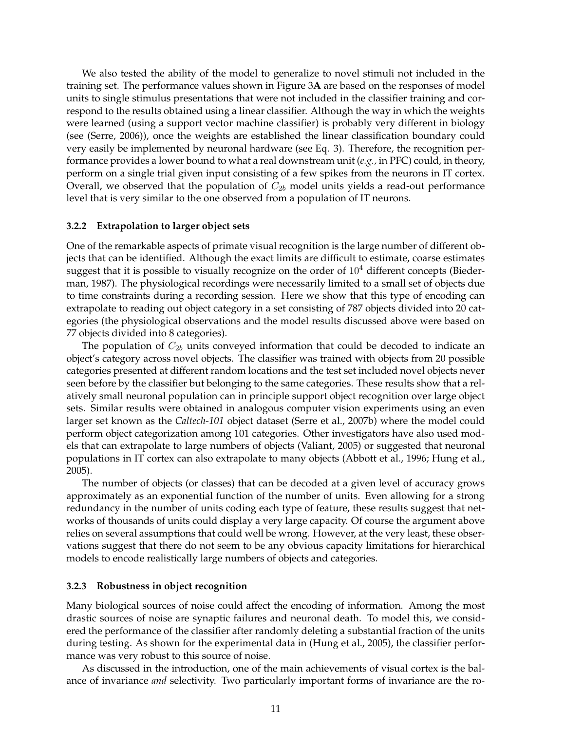We also tested the ability of the model to generalize to novel stimuli not included in the training set. The performance values shown in Figure 3**A** are based on the responses of model units to single stimulus presentations that were not included in the classifier training and correspond to the results obtained using a linear classifier. Although the way in which the weights were learned (using a support vector machine classifier) is probably very different in biology (see (Serre, 2006)), once the weights are established the linear classification boundary could very easily be implemented by neuronal hardware (see Eq. 3). Therefore, the recognition performance provides a lower bound to what a real downstream unit (*e.g.,* in PFC) could, in theory, perform on a single trial given input consisting of a few spikes from the neurons in IT cortex. Overall, we observed that the population of $C_{2b}$ model units yields a read-out performance level that is very similar to the one observed from a population of IT neurons.

### 3.2.2 Extrapolation to larger object sets

One of the remarkable aspects of primate visual recognition is the large number of different objects that can be identified. Although the exact limits are difficult to estimate, coarse estimates suggest that it is possible to visually recognize on the order of $10^4$ different concepts (Biederman, 1987). The physiological recordings were necessarily limited to a small set of objects due to time constraints during a recording session. Here we show that this type of encoding can extrapolate to reading out object category in a set consisting of 787 objects divided into 20 categories (the physiological observations and the model results discussed above were based on 77 objects divided into 8 categories).

The population of $C_{2b}$ units conveyed information that could be decoded to indicate an object's category across novel objects. The classifier was trained with objects from 20 possible categories presented at different random locations and the test set included novel objects never seen before by the classifier but belonging to the same categories. These results show that a relatively small neuronal population can in principle support object recognition over large object sets. Similar results were obtained in analogous computer vision experiments using an even larger set known as the *Caltech-101* object dataset (Serre et al., 2007b) where the model could perform object categorization among 101 categories. Other investigators have also used models that can extrapolate to large numbers of objects (Valiant, 2005) or suggested that neuronal populations in IT cortex can also extrapolate to many objects (Abbott et al., 1996; Hung et al., 2005).

The number of objects (or classes) that can be decoded at a given level of accuracy grows approximately as an exponential function of the number of units. Even allowing for a strong redundancy in the number of units coding each type of feature, these results suggest that networks of thousands of units could display a very large capacity. Of course the argument above relies on several assumptions that could well be wrong. However, at the very least, these observations suggest that there do not seem to be any obvious capacity limitations for hierarchical models to encode realistically large numbers of objects and categories.

### 3.2.3 Robustness in object recognition

Many biological sources of noise could affect the encoding of information. Among the most drastic sources of noise are synaptic failures and neuronal death. To model this, we considered the performance of the classifier after randomly deleting a substantial fraction of the units during testing. As shown for the experimental data in (Hung et al., 2005), the classifier performance was very robust to this source of noise.

As discussed in the introduction, one of the main achievements of visual cortex is the balance of invariance *and* selectivity. Two particularly important forms of invariance are the ro-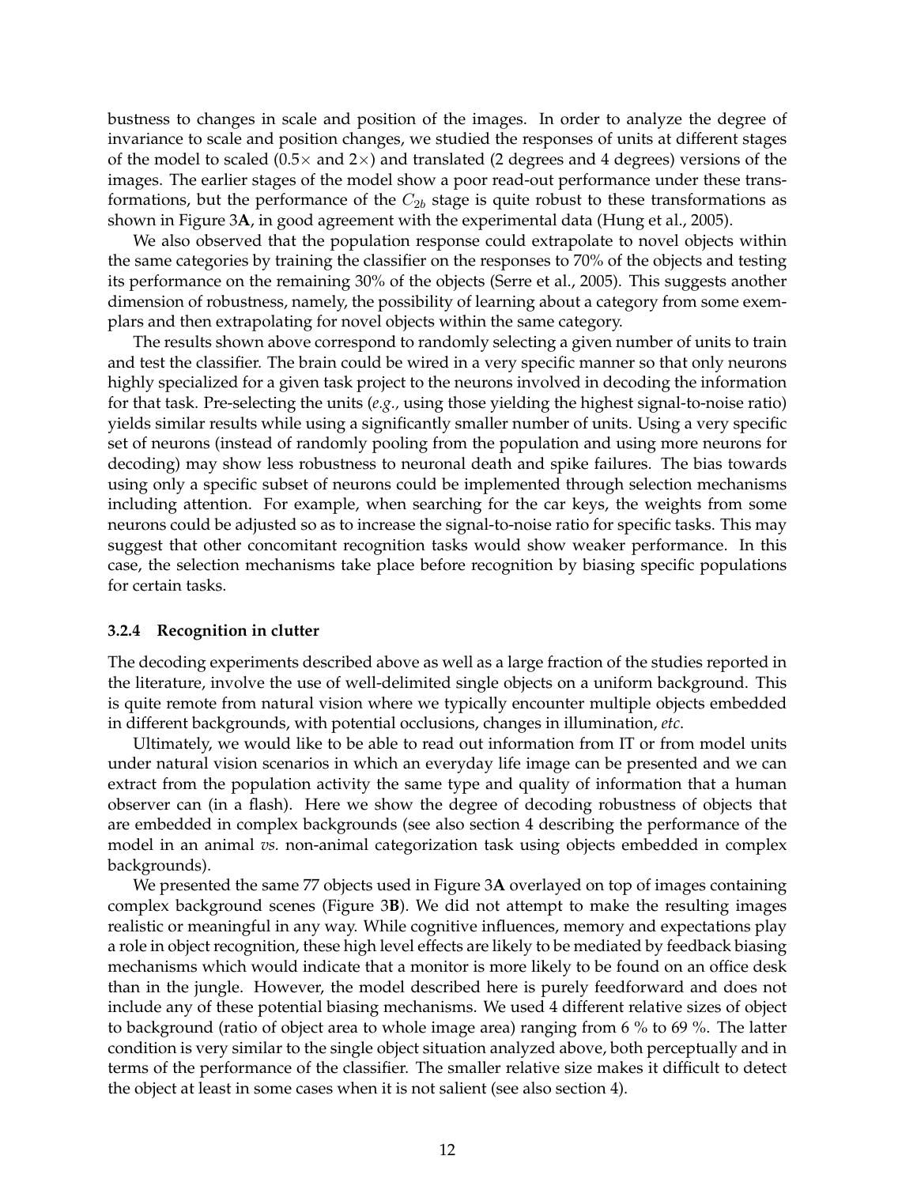bustness to changes in scale and position of the images. In order to analyze the degree of invariance to scale and position changes, we studied the responses of units at different stages of the model to scaled (0.5× and 2×) and translated (2 degrees and 4 degrees) versions of the images. The earlier stages of the model show a poor read-out performance under these transformations, but the performance of the $C_{2b}$ stage is quite robust to these transformations as shown in Figure 3**A**, in good agreement with the experimental data (Hung et al., 2005).

We also observed that the population response could extrapolate to novel objects within the same categories by training the classifier on the responses to 70% of the objects and testing its performance on the remaining 30% of the objects (Serre et al., 2005). This suggests another dimension of robustness, namely, the possibility of learning about a category from some exemplars and then extrapolating for novel objects within the same category.

The results shown above correspond to randomly selecting a given number of units to train and test the classifier. The brain could be wired in a very specific manner so that only neurons highly specialized for a given task project to the neurons involved in decoding the information for that task. Pre-selecting the units (*e.g.,* using those yielding the highest signal-to-noise ratio) yields similar results while using a significantly smaller number of units. Using a very specific set of neurons (instead of randomly pooling from the population and using more neurons for decoding) may show less robustness to neuronal death and spike failures. The bias towards using only a specific subset of neurons could be implemented through selection mechanisms including attention. For example, when searching for the car keys, the weights from some neurons could be adjusted so as to increase the signal-to-noise ratio for specific tasks. This may suggest that other concomitant recognition tasks would show weaker performance. In this case, the selection mechanisms take place before recognition by biasing specific populations for certain tasks.

#### 3.2.4 Recognition in clutter

The decoding experiments described above as well as a large fraction of the studies reported in the literature, involve the use of well-delimited single objects on a uniform background. This is quite remote from natural vision where we typically encounter multiple objects embedded in different backgrounds, with potential occlusions, changes in illumination, *etc*.

Ultimately, we would like to be able to read out information from IT or from model units under natural vision scenarios in which an everyday life image can be presented and we can extract from the population activity the same type and quality of information that a human observer can (in a flash). Here we show the degree of decoding robustness of objects that are embedded in complex backgrounds (see also section 4 describing the performance of the model in an animal *vs.* non-animal categorization task using objects embedded in complex backgrounds).

We presented the same 77 objects used in Figure 3**A** overlayed on top of images containing complex background scenes (Figure 3**B**). We did not attempt to make the resulting images realistic or meaningful in any way. While cognitive influences, memory and expectations play a role in object recognition, these high level effects are likely to be mediated by feedback biasing mechanisms which would indicate that a monitor is more likely to be found on an office desk than in the jungle. However, the model described here is purely feedforward and does not include any of these potential biasing mechanisms. We used 4 different relative sizes of object to background (ratio of object area to whole image area) ranging from 6 % to 69 %. The latter condition is very similar to the single object situation analyzed above, both perceptually and in terms of the performance of the classifier. The smaller relative size makes it difficult to detect the object at least in some cases when it is not salient (see also section 4).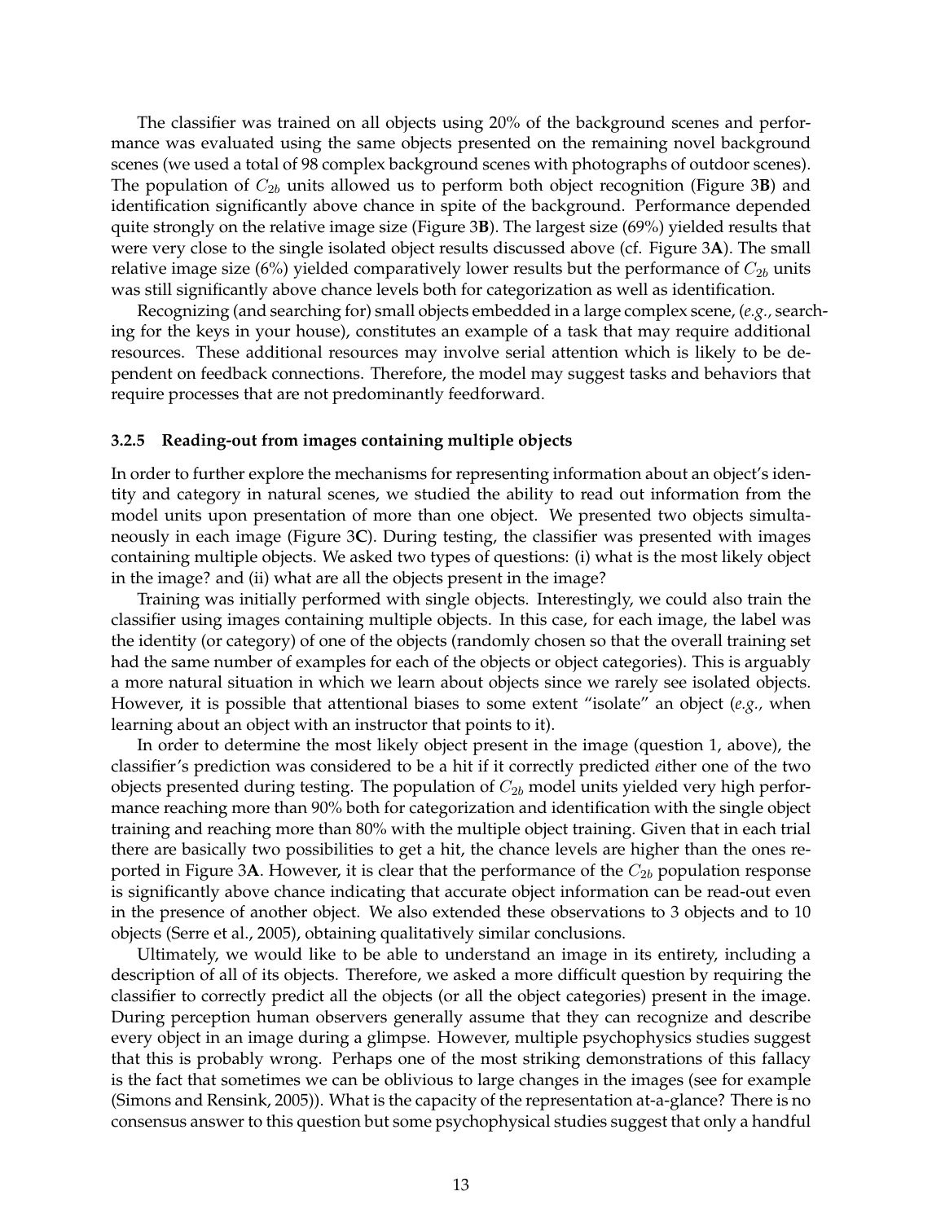The classifier was trained on all objects using 20% of the background scenes and performance was evaluated using the same objects presented on the remaining novel background scenes (we used a total of 98 complex background scenes with photographs of outdoor scenes). The population of $C_{2b}$ units allowed us to perform both object recognition (Figure 3**B**) and identification significantly above chance in spite of the background. Performance depended quite strongly on the relative image size (Figure 3**B**). The largest size (69%) yielded results that were very close to the single isolated object results discussed above (cf. Figure 3**A**). The small relative image size (6%) yielded comparatively lower results but the performance of $C_{2b}$ units was still significantly above chance levels both for categorization as well as identification.

Recognizing (and searching for) small objects embedded in a large complex scene, (*e.g.,* searching for the keys in your house), constitutes an example of a task that may require additional resources. These additional resources may involve serial attention which is likely to be dependent on feedback connections. Therefore, the model may suggest tasks and behaviors that require processes that are not predominantly feedforward.

### 3.2.5 Reading-out from images containing multiple objects

In order to further explore the mechanisms for representing information about an object's identity and category in natural scenes, we studied the ability to read out information from the model units upon presentation of more than one object. We presented two objects simultaneously in each image (Figure 3**C**). During testing, the classifier was presented with images containing multiple objects. We asked two types of questions: (i) what is the most likely object in the image? and (ii) what are all the objects present in the image?

Training was initially performed with single objects. Interestingly, we could also train the classifier using images containing multiple objects. In this case, for each image, the label was the identity (or category) of one of the objects (randomly chosen so that the overall training set had the same number of examples for each of the objects or object categories). This is arguably a more natural situation in which we learn about objects since we rarely see isolated objects. However, it is possible that attentional biases to some extent "isolate" an object (*e.g.,* when learning about an object with an instructor that points to it).

In order to determine the most likely object present in the image (question 1, above), the classifier's prediction was considered to be a hit if it correctly predicted *e*ither one of the two objects presented during testing. The population of $C_{2b}$ model units yielded very high performance reaching more than 90% both for categorization and identification with the single object training and reaching more than 80% with the multiple object training. Given that in each trial there are basically two possibilities to get a hit, the chance levels are higher than the ones reported in Figure 3**A**. However, it is clear that the performance of the $C_{2b}$ population response is significantly above chance indicating that accurate object information can be read-out even in the presence of another object. We also extended these observations to 3 objects and to 10 objects (Serre et al., 2005), obtaining qualitatively similar conclusions.

Ultimately, we would like to be able to understand an image in its entirety, including a description of all of its objects. Therefore, we asked a more difficult question by requiring the classifier to correctly predict all the objects (or all the object categories) present in the image. During perception human observers generally assume that they can recognize and describe every object in an image during a glimpse. However, multiple psychophysics studies suggest that this is probably wrong. Perhaps one of the most striking demonstrations of this fallacy is the fact that sometimes we can be oblivious to large changes in the images (see for example (Simons and Rensink, 2005)). What is the capacity of the representation at-a-glance? There is no consensus answer to this question but some psychophysical studies suggest that only a handful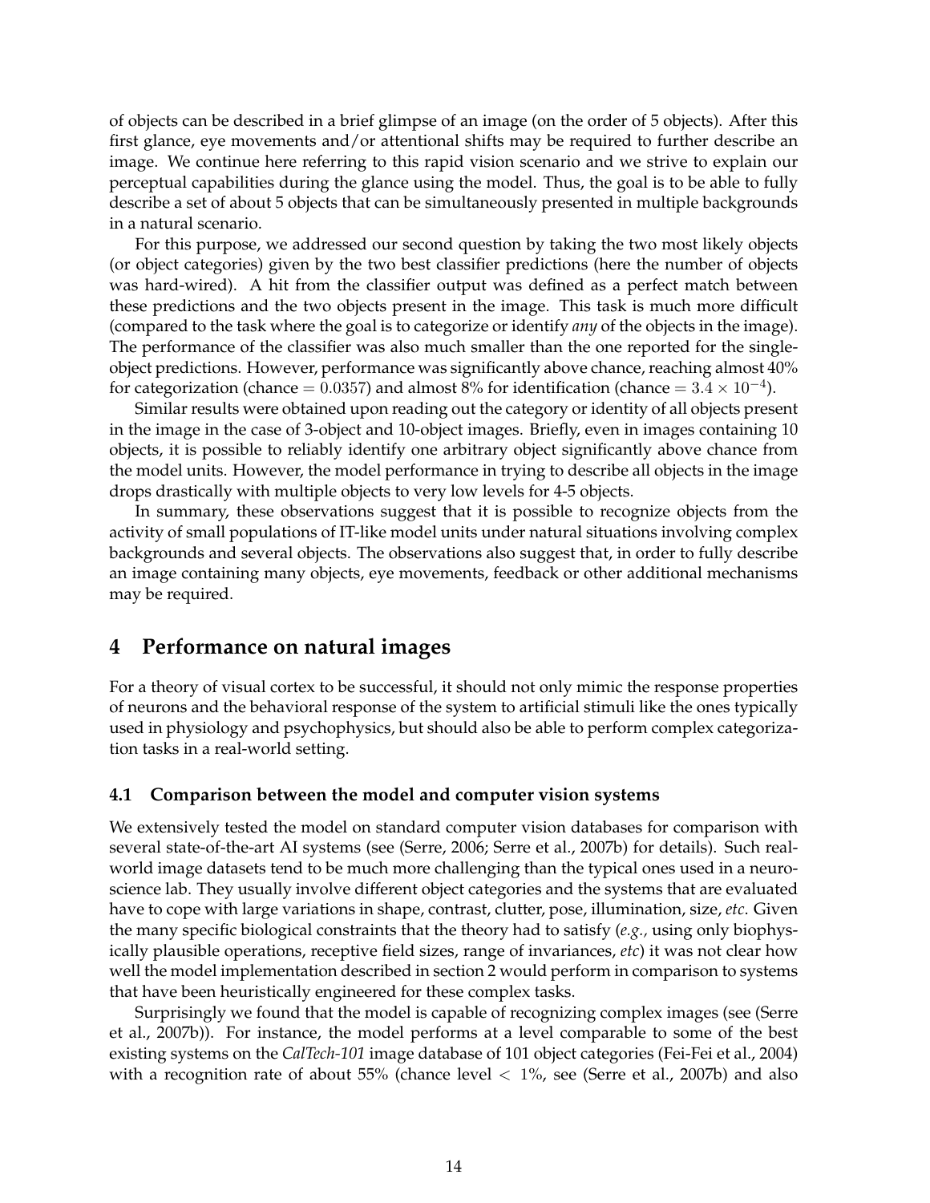of objects can be described in a brief glimpse of an image (on the order of 5 objects). After this first glance, eye movements and/or attentional shifts may be required to further describe an image. We continue here referring to this rapid vision scenario and we strive to explain our perceptual capabilities during the glance using the model. Thus, the goal is to be able to fully describe a set of about 5 objects that can be simultaneously presented in multiple backgrounds in a natural scenario.

For this purpose, we addressed our second question by taking the two most likely objects (or object categories) given by the two best classifier predictions (here the number of objects was hard-wired). A hit from the classifier output was defined as a perfect match between these predictions and the two objects present in the image. This task is much more difficult (compared to the task where the goal is to categorize or identify *any* of the objects in the image). The performance of the classifier was also much smaller than the one reported for the single-object predictions. However, performance was significantly above chance, reaching almost 40% for categorization (chance $= 0.0357$) and almost 8% for identification (chance $= 3.4 \times 10^{-4}$).

Similar results were obtained upon reading out the category or identity of all objects present in the image in the case of 3-object and 10-object images. Briefly, even in images containing 10 objects, it is possible to reliably identify one arbitrary object significantly above chance from the model units. However, the model performance in trying to describe all objects in the image drops drastically with multiple objects to very low levels for 4-5 objects.

In summary, these observations suggest that it is possible to recognize objects from the activity of small populations of IT-like model units under natural situations involving complex backgrounds and several objects. The observations also suggest that, in order to fully describe an image containing many objects, eye movements, feedback or other additional mechanisms may be required.

# 4 Performance on natural images

For a theory of visual cortex to be successful, it should not only mimic the response properties of neurons and the behavioral response of the system to artificial stimuli like the ones typically used in physiology and psychophysics, but should also be able to perform complex categorization tasks in a real-world setting.

## 4.1 Comparison between the model and computer vision systems

We extensively tested the model on standard computer vision databases for comparison with several state-of-the-art AI systems (see (Serre, 2006; Serre et al., 2007b) for details). Such real-world image datasets tend to be much more challenging than the typical ones used in a neuroscience lab. They usually involve different object categories and the systems that are evaluated have to cope with large variations in shape, contrast, clutter, pose, illumination, size, *etc*. Given the many specific biological constraints that the theory had to satisfy (*e.g.,* using only biophysically plausible operations, receptive field sizes, range of invariances, *etc*) it was not clear how well the model implementation described in section 2 would perform in comparison to systems that have been heuristically engineered for these complex tasks.

Surprisingly we found that the model is capable of recognizing complex images (see (Serre et al., 2007b)). For instance, the model performs at a level comparable to some of the best existing systems on the *CalTech-101* image database of 101 object categories (Fei-Fei et al., 2004) with a recognition rate of about 55% (chance level $< 1\%$, see (Serre et al., 2007b) and also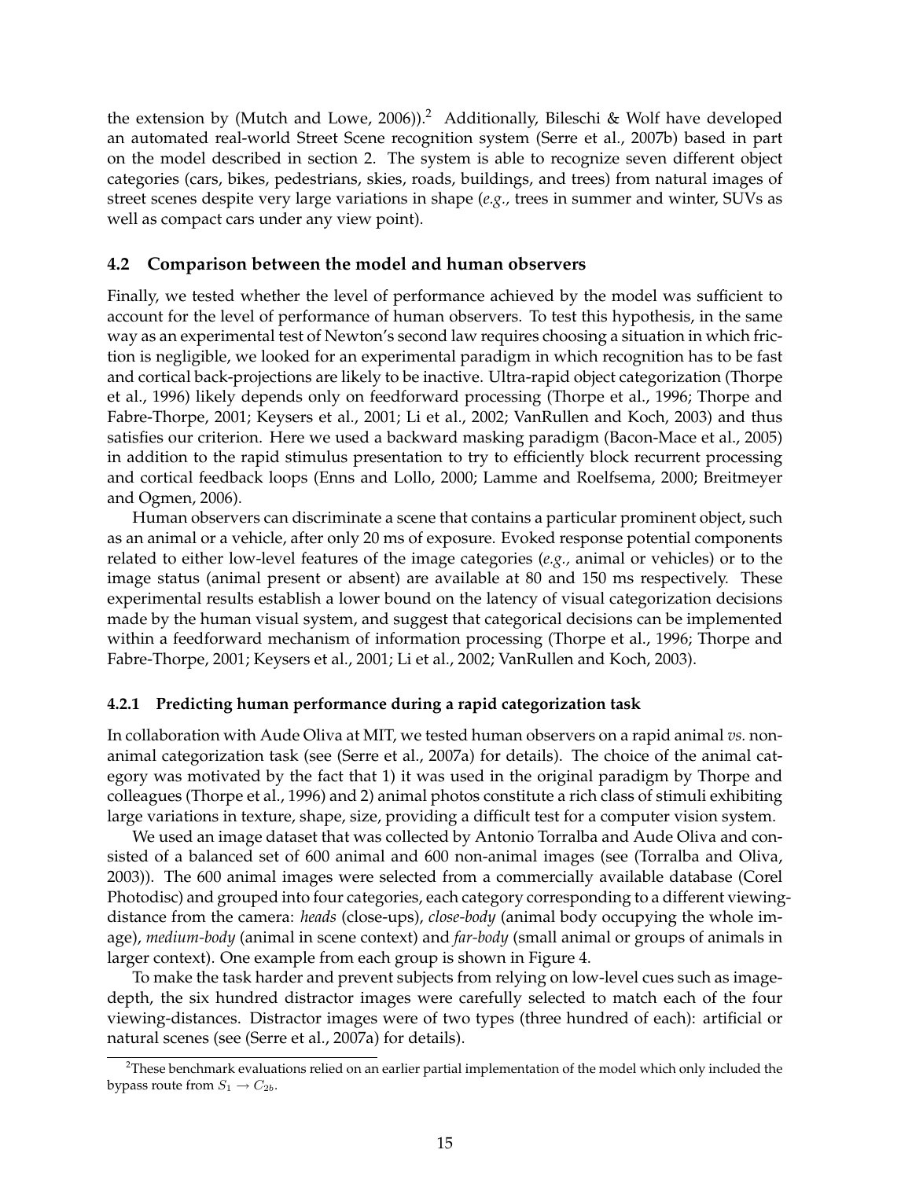the extension by (Mutch and Lowe, 2006)).[2] Additionally, Bileschi & Wolf have developed an automated real-world Street Scene recognition system (Serre et al., 2007b) based in part on the model described in section 2. The system is able to recognize seven different object categories (cars, bikes, pedestrians, skies, roads, buildings, and trees) from natural images of street scenes despite very large variations in shape (*e.g.,* trees in summer and winter, SUVs as well as compact cars under any view point).

### 4.2 Comparison between the model and human observers

Finally, we tested whether the level of performance achieved by the model was sufficient to account for the level of performance of human observers. To test this hypothesis, in the same way as an experimental test of Newton's second law requires choosing a situation in which friction is negligible, we looked for an experimental paradigm in which recognition has to be fast and cortical back-projections are likely to be inactive. Ultra-rapid object categorization (Thorpe et al., 1996) likely depends only on feedforward processing (Thorpe et al., 1996; Thorpe and Fabre-Thorpe, 2001; Keysers et al., 2001; Li et al., 2002; VanRullen and Koch, 2003) and thus satisfies our criterion. Here we used a backward masking paradigm (Bacon-Mace et al., 2005) in addition to the rapid stimulus presentation to try to efficiently block recurrent processing and cortical feedback loops (Enns and Lollo, 2000; Lamme and Roelfsema, 2000; Breitmeyer and Ogmen, 2006).

Human observers can discriminate a scene that contains a particular prominent object, such as an animal or a vehicle, after only 20 ms of exposure. Evoked response potential components related to either low-level features of the image categories (*e.g.,* animal or vehicles) or to the image status (animal present or absent) are available at 80 and 150 ms respectively. These experimental results establish a lower bound on the latency of visual categorization decisions made by the human visual system, and suggest that categorical decisions can be implemented within a feedforward mechanism of information processing (Thorpe et al., 1996; Thorpe and Fabre-Thorpe, 2001; Keysers et al., 2001; Li et al., 2002; VanRullen and Koch, 2003).

#### 4.2.1 Predicting human performance during a rapid categorization task

In collaboration with Aude Oliva at MIT, we tested human observers on a rapid animal *vs.* non-animal categorization task (see (Serre et al., 2007a) for details). The choice of the animal category was motivated by the fact that 1) it was used in the original paradigm by Thorpe and colleagues (Thorpe et al., 1996) and 2) animal photos constitute a rich class of stimuli exhibiting large variations in texture, shape, size, providing a difficult test for a computer vision system.

We used an image dataset that was collected by Antonio Torralba and Aude Oliva and consisted of a balanced set of 600 animal and 600 non-animal images (see (Torralba and Oliva, 2003)). The 600 animal images were selected from a commercially available database (Corel Photodisc) and grouped into four categories, each category corresponding to a different viewing-distance from the camera: *heads* (close-ups), *close-body* (animal body occupying the whole image), *medium-body* (animal in scene context) and *far-body* (small animal or groups of animals in larger context). One example from each group is shown in Figure 4.

To make the task harder and prevent subjects from relying on low-level cues such as image-depth, the six hundred distractor images were carefully selected to match each of the four viewing-distances. Distractor images were of two types (three hundred of each): artificial or natural scenes (see (Serre et al., 2007a) for details).

---

[2] These benchmark evaluations relied on an earlier partial implementation of the model which only included the bypass route from $S_1 \rightarrow C_{2b}$.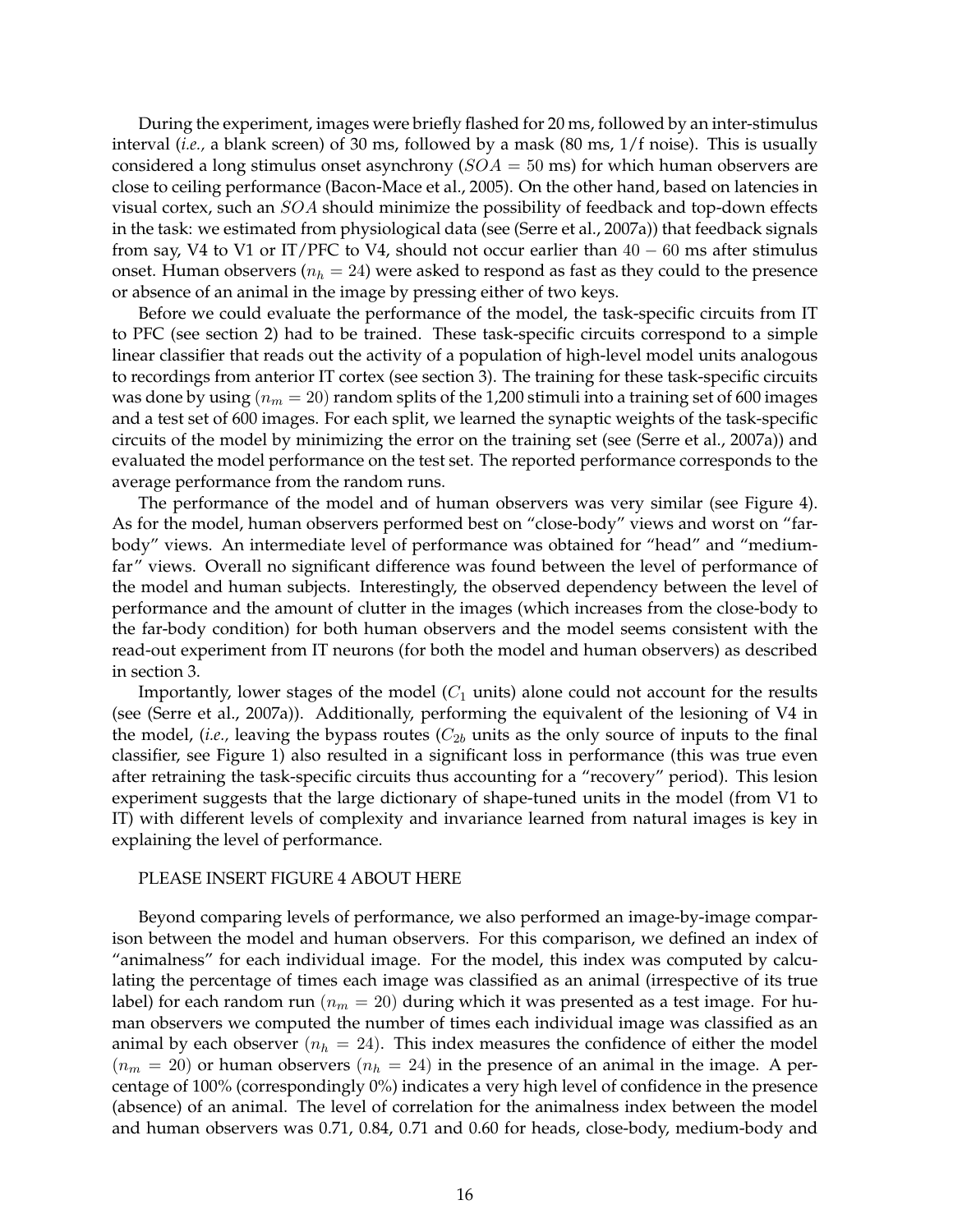During the experiment, images were briefly flashed for 20 ms, followed by an inter-stimulus interval (*i.e.,* a blank screen) of 30 ms, followed by a mask (80 ms, 1/f noise). This is usually considered a long stimulus onset asynchrony ($SOA = 50$ ms) for which human observers are close to ceiling performance (Bacon-Mace et al., 2005). On the other hand, based on latencies in visual cortex, such an $SOA$ should minimize the possibility of feedback and top-down effects in the task: we estimated from physiological data (see (Serre et al., 2007a)) that feedback signals from say, V4 to V1 or IT/PFC to V4, should not occur earlier than $40 - 60$ ms after stimulus onset. Human observers ($n_h = 24$) were asked to respond as fast as they could to the presence or absence of an animal in the image by pressing either of two keys.

Before we could evaluate the performance of the model, the task-specific circuits from IT to PFC (see section 2) had to be trained. These task-specific circuits correspond to a simple linear classifier that reads out the activity of a population of high-level model units analogous to recordings from anterior IT cortex (see section 3). The training for these task-specific circuits was done by using ($n_m = 20$) random splits of the 1,200 stimuli into a training set of 600 images and a test set of 600 images. For each split, we learned the synaptic weights of the task-specific circuits of the model by minimizing the error on the training set (see (Serre et al., 2007a)) and evaluated the model performance on the test set. The reported performance corresponds to the average performance from the random runs.

The performance of the model and of human observers was very similar (see Figure 4). As for the model, human observers performed best on "close-body" views and worst on "far-body" views. An intermediate level of performance was obtained for "head" and "medium-far" views. Overall no significant difference was found between the level of performance of the model and human subjects. Interestingly, the observed dependency between the level of performance and the amount of clutter in the images (which increases from the close-body to the far-body condition) for both human observers and the model seems consistent with the read-out experiment from IT neurons (for both the model and human observers) as described in section 3.

Importantly, lower stages of the model ($C_1$ units) alone could not account for the results (see (Serre et al., 2007a)). Additionally, performing the equivalent of the lesioning of V4 in the model, (*i.e.,* leaving the bypass routes ($C_{2b}$ units as the only source of inputs to the final classifier, see Figure 1) also resulted in a significant loss in performance (this was true even after retraining the task-specific circuits thus accounting for a "recovery" period). This lesion experiment suggests that the large dictionary of shape-tuned units in the model (from V1 to IT) with different levels of complexity and invariance learned from natural images is key in explaining the level of performance.

PLEASE INSERT FIGURE 4 ABOUT HERE

Beyond comparing levels of performance, we also performed an image-by-image comparison between the model and human observers. For this comparison, we defined an index of "animalness" for each individual image. For the model, this index was computed by calculating the percentage of times each image was classified as an animal (irrespective of its true label) for each random run ($n_m = 20$) during which it was presented as a test image. For human observers we computed the number of times each individual image was classified as an animal by each observer ($n_h = 24$). This index measures the confidence of either the model ($n_m = 20$) or human observers ($n_h = 24$) in the presence of an animal in the image. A percentage of 100% (correspondingly 0%) indicates a very high level of confidence in the presence (absence) of an animal. The level of correlation for the animalness index between the model and human observers was 0.71, 0.84, 0.71 and 0.60 for heads, close-body, medium-body and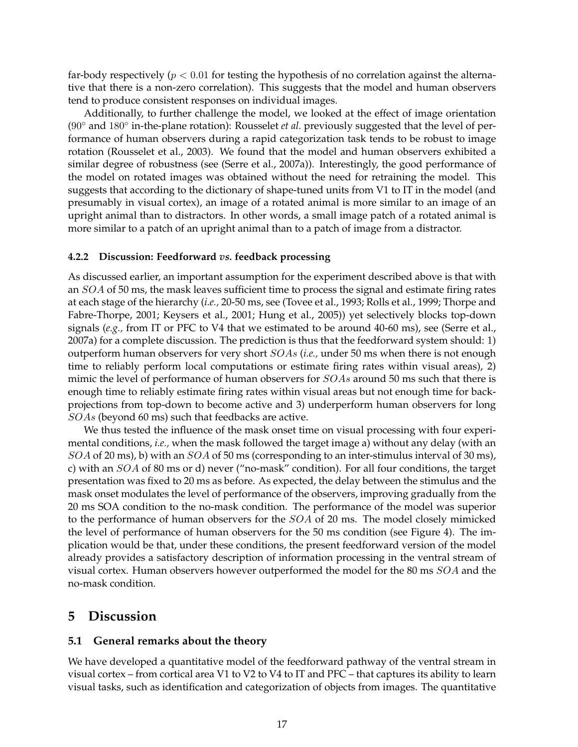far-body respectively ($p < 0.01$ for testing the hypothesis of no correlation against the alternative that there is a non-zero correlation). This suggests that the model and human observers tend to produce consistent responses on individual images.

Additionally, to further challenge the model, we looked at the effect of image orientation ($90^\circ$ and $180^\circ$ in-the-plane rotation): Rousselet *et al.* previously suggested that the level of performance of human observers during a rapid categorization task tends to be robust to image rotation (Rousselet et al., 2003). We found that the model and human observers exhibited a similar degree of robustness (see (Serre et al., 2007a)). Interestingly, the good performance of the model on rotated images was obtained without the need for retraining the model. This suggests that according to the dictionary of shape-tuned units from V1 to IT in the model (and presumably in visual cortex), an image of a rotated animal is more similar to an image of an upright animal than to distractors. In other words, a small image patch of a rotated animal is more similar to a patch of an upright animal than to a patch of image from a distractor.

#### 4.2.2 Discussion: Feedforward *vs.* feedback processing

As discussed earlier, an important assumption for the experiment described above is that with an $SOA$ of 50 ms, the mask leaves sufficient time to process the signal and estimate firing rates at each stage of the hierarchy (*i.e.,* 20-50 ms, see (Tovee et al., 1993; Rolls et al., 1999; Thorpe and Fabre-Thorpe, 2001; Keysers et al., 2001; Hung et al., 2005)) yet selectively blocks top-down signals (*e.g.,* from IT or PFC to V4 that we estimated to be around 40-60 ms), see (Serre et al., 2007a) for a complete discussion. The prediction is thus that the feedforward system should: 1) outperform human observers for very short $SOAs$ (*i.e.,* under 50 ms when there is not enough time to reliably perform local computations or estimate firing rates within visual areas), 2) mimic the level of performance of human observers for $SOAs$ around 50 ms such that there is enough time to reliably estimate firing rates within visual areas but not enough time for back-projections from top-down to become active and 3) underperform human observers for long $SOAs$ (beyond 60 ms) such that feedbacks are active.

We thus tested the influence of the mask onset time on visual processing with four experimental conditions, *i.e.,* when the mask followed the target image a) without any delay (with an $SOA$ of 20 ms), b) with an $SOA$ of 50 ms (corresponding to an inter-stimulus interval of 30 ms), c) with an $SOA$ of 80 ms or d) never ("no-mask" condition). For all four conditions, the target presentation was fixed to 20 ms as before. As expected, the delay between the stimulus and the mask onset modulates the level of performance of the observers, improving gradually from the 20 ms SOA condition to the no-mask condition. The performance of the model was superior to the performance of human observers for the $SOA$ of 20 ms. The model closely mimicked the level of performance of human observers for the 50 ms condition (see Figure 4). The implication would be that, under these conditions, the present feedforward version of the model already provides a satisfactory description of information processing in the ventral stream of visual cortex. Human observers however outperformed the model for the 80 ms $SOA$ and the no-mask condition.

## 5 Discussion

### 5.1 General remarks about the theory

We have developed a quantitative model of the feedforward pathway of the ventral stream in visual cortex – from cortical area V1 to V2 to V4 to IT and PFC – that captures its ability to learn visual tasks, such as identification and categorization of objects from images. The quantitative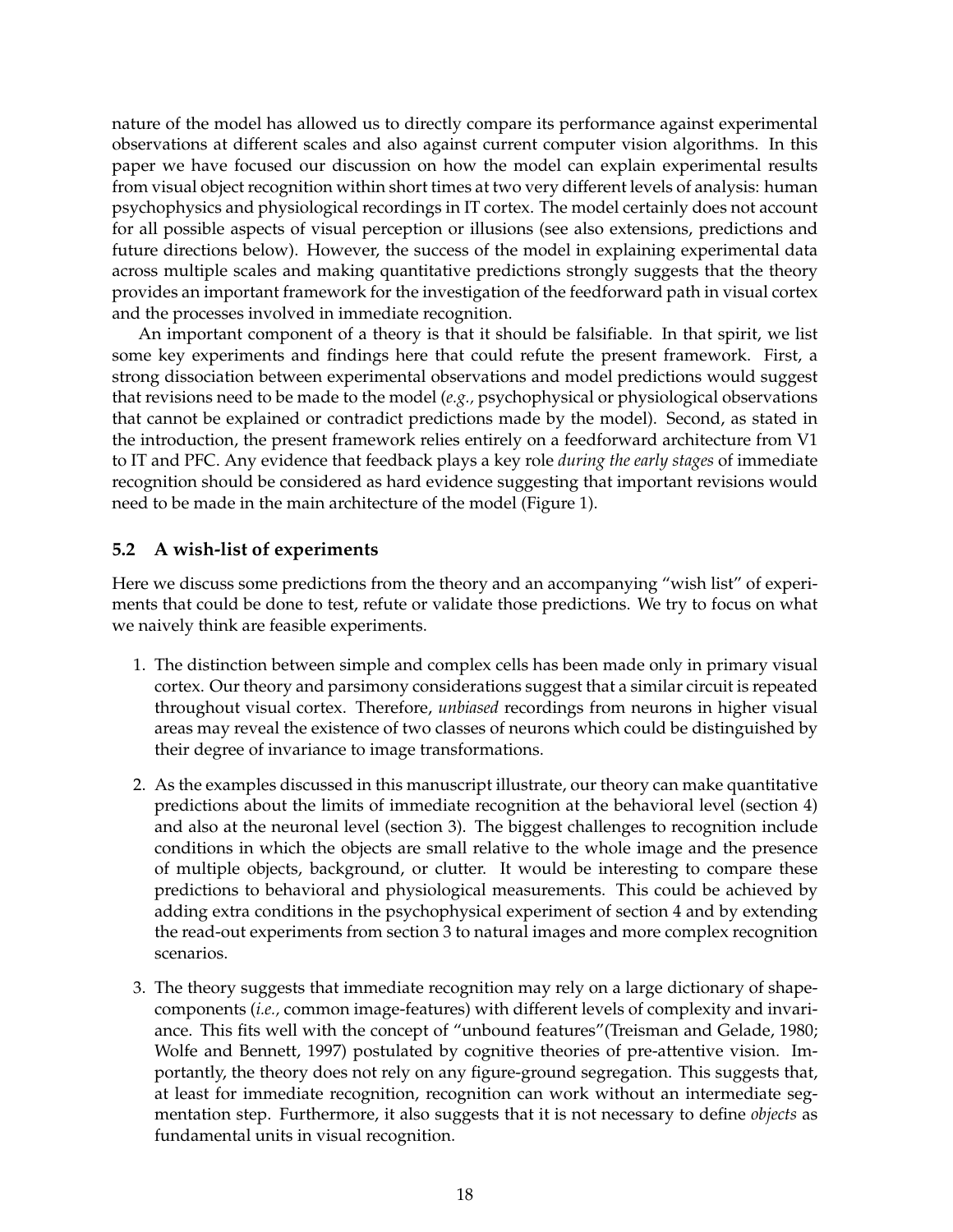nature of the model has allowed us to directly compare its performance against experimental observations at different scales and also against current computer vision algorithms. In this paper we have focused our discussion on how the model can explain experimental results from visual object recognition within short times at two very different levels of analysis: human psychophysics and physiological recordings in IT cortex. The model certainly does not account for all possible aspects of visual perception or illusions (see also extensions, predictions and future directions below). However, the success of the model in explaining experimental data across multiple scales and making quantitative predictions strongly suggests that the theory provides an important framework for the investigation of the feedforward path in visual cortex and the processes involved in immediate recognition.

An important component of a theory is that it should be falsifiable. In that spirit, we list some key experiments and findings here that could refute the present framework. First, a strong dissociation between experimental observations and model predictions would suggest that revisions need to be made to the model (*e.g.,* psychophysical or physiological observations that cannot be explained or contradict predictions made by the model). Second, as stated in the introduction, the present framework relies entirely on a feedforward architecture from V1 to IT and PFC. Any evidence that feedback plays a key role *during the early stages* of immediate recognition should be considered as hard evidence suggesting that important revisions would need to be made in the main architecture of the model (Figure 1).

### 5.2 A wish-list of experiments

Here we discuss some predictions from the theory and an accompanying "wish list" of experiments that could be done to test, refute or validate those predictions. We try to focus on what we naively think are feasible experiments.

1. The distinction between simple and complex cells has been made only in primary visual cortex. Our theory and parsimony considerations suggest that a similar circuit is repeated throughout visual cortex. Therefore, *unbiased* recordings from neurons in higher visual areas may reveal the existence of two classes of neurons which could be distinguished by their degree of invariance to image transformations.

2. As the examples discussed in this manuscript illustrate, our theory can make quantitative predictions about the limits of immediate recognition at the behavioral level (section 4) and also at the neuronal level (section 3). The biggest challenges to recognition include conditions in which the objects are small relative to the whole image and the presence of multiple objects, background, or clutter. It would be interesting to compare these predictions to behavioral and physiological measurements. This could be achieved by adding extra conditions in the psychophysical experiment of section 4 and by extending the read-out experiments from section 3 to natural images and more complex recognition scenarios.

3. The theory suggests that immediate recognition may rely on a large dictionary of shape-components (*i.e.,* common image-features) with different levels of complexity and invariance. This fits well with the concept of "unbound features"(Treisman and Gelade, 1980; Wolfe and Bennett, 1997) postulated by cognitive theories of pre-attentive vision. Importantly, the theory does not rely on any figure-ground segregation. This suggests that, at least for immediate recognition, recognition can work without an intermediate segmentation step. Furthermore, it also suggests that it is not necessary to define *objects* as fundamental units in visual recognition.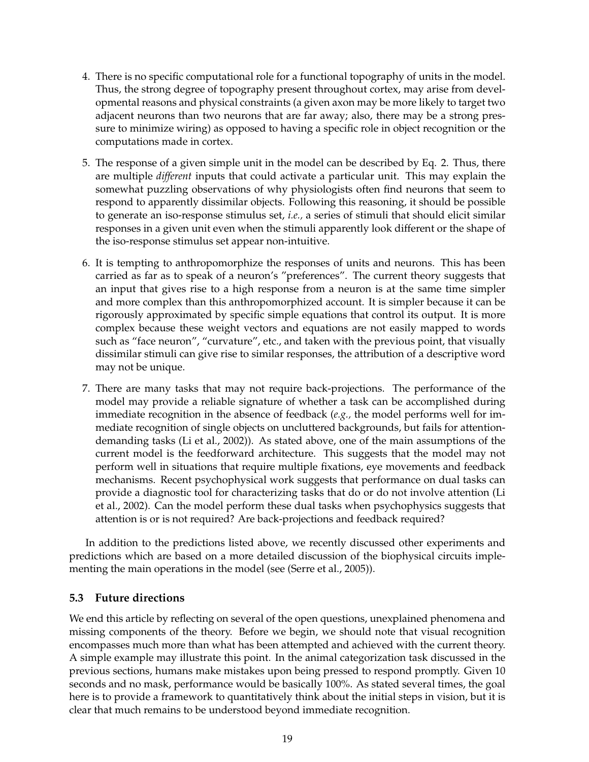4. There is no specific computational role for a functional topography of units in the model. Thus, the strong degree of topography present throughout cortex, may arise from developmental reasons and physical constraints (a given axon may be more likely to target two adjacent neurons than two neurons that are far away; also, there may be a strong pressure to minimize wiring) as opposed to having a specific role in object recognition or the computations made in cortex.

5. The response of a given simple unit in the model can be described by Eq. 2. Thus, there are multiple *different* inputs that could activate a particular unit. This may explain the somewhat puzzling observations of why physiologists often find neurons that seem to respond to apparently dissimilar objects. Following this reasoning, it should be possible to generate an iso-response stimulus set, *i.e.,* a series of stimuli that should elicit similar responses in a given unit even when the stimuli apparently look different or the shape of the iso-response stimulus set appear non-intuitive.

6. It is tempting to anthropomorphize the responses of units and neurons. This has been carried as far as to speak of a neuron's "preferences". The current theory suggests that an input that gives rise to a high response from a neuron is at the same time simpler and more complex than this anthropomorphized account. It is simpler because it can be rigorously approximated by specific simple equations that control its output. It is more complex because these weight vectors and equations are not easily mapped to words such as "face neuron", "curvature", etc., and taken with the previous point, that visually dissimilar stimuli can give rise to similar responses, the attribution of a descriptive word may not be unique.

7. There are many tasks that may not require back-projections. The performance of the model may provide a reliable signature of whether a task can be accomplished during immediate recognition in the absence of feedback (*e.g.,* the model performs well for immediate recognition of single objects on uncluttered backgrounds, but fails for attention-demanding tasks (Li et al., 2002)). As stated above, one of the main assumptions of the current model is the feedforward architecture. This suggests that the model may not perform well in situations that require multiple fixations, eye movements and feedback mechanisms. Recent psychophysical work suggests that performance on dual tasks can provide a diagnostic tool for characterizing tasks that do or do not involve attention (Li et al., 2002). Can the model perform these dual tasks when psychophysics suggests that attention is or is not required? Are back-projections and feedback required?

In addition to the predictions listed above, we recently discussed other experiments and predictions which are based on a more detailed discussion of the biophysical circuits implementing the main operations in the model (see (Serre et al., 2005)).

### 5.3 Future directions

We end this article by reflecting on several of the open questions, unexplained phenomena and missing components of the theory. Before we begin, we should note that visual recognition encompasses much more than what has been attempted and achieved with the current theory. A simple example may illustrate this point. In the animal categorization task discussed in the previous sections, humans make mistakes upon being pressed to respond promptly. Given 10 seconds and no mask, performance would be basically 100%. As stated several times, the goal here is to provide a framework to quantitatively think about the initial steps in vision, but it is clear that much remains to be understood beyond immediate recognition.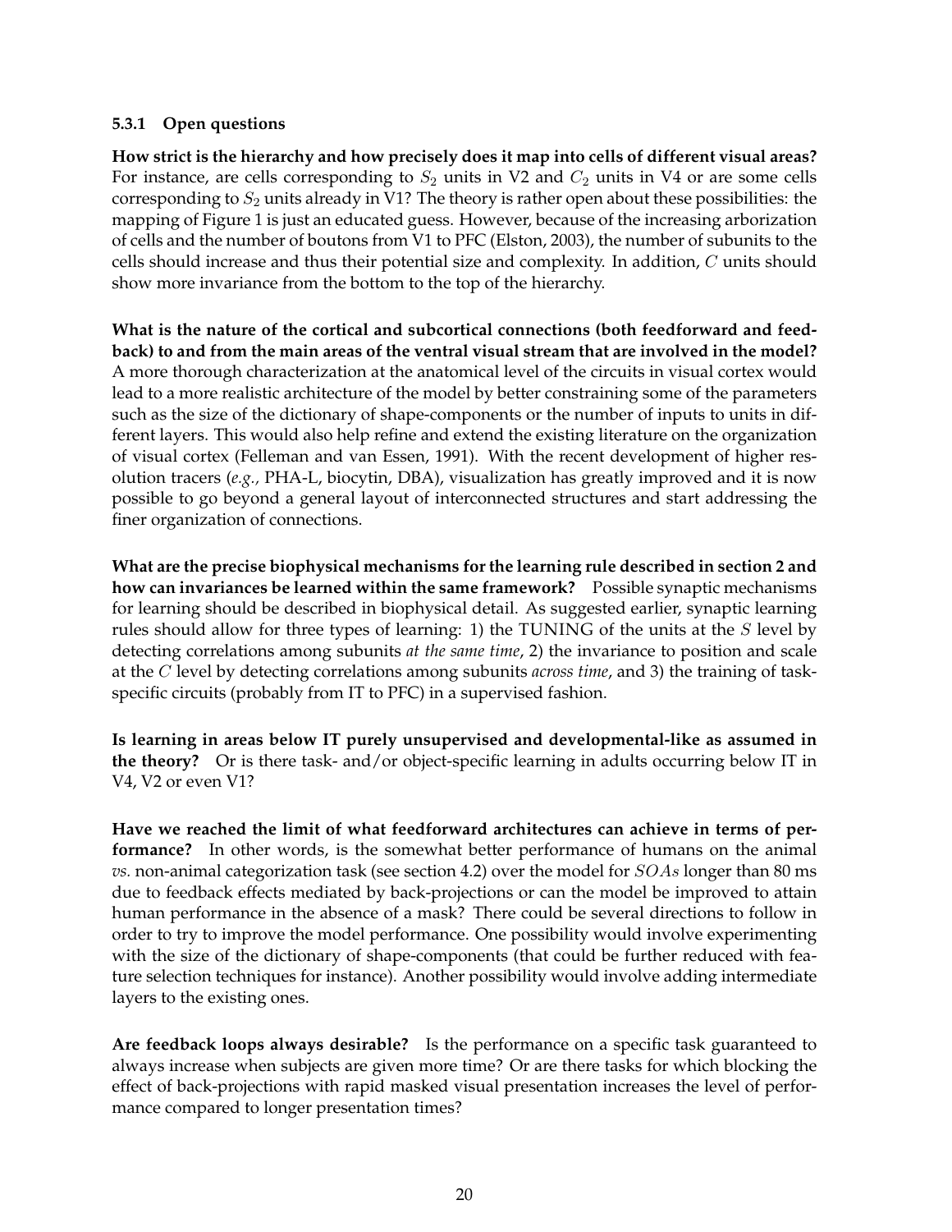### 5.3.1 Open questions

**How strict is the hierarchy and how precisely does it map into cells of different visual areas?** For instance, are cells corresponding to $S_2$ units in V2 and $C_2$ units in V4 or are some cells corresponding to $S_2$ units already in V1? The theory is rather open about these possibilities: the mapping of Figure 1 is just an educated guess. However, because of the increasing arborization of cells and the number of boutons from V1 to PFC (Elston, 2003), the number of subunits to the cells should increase and thus their potential size and complexity. In addition, $C$ units should show more invariance from the bottom to the top of the hierarchy.

**What is the nature of the cortical and subcortical connections (both feedforward and feedback) to and from the main areas of the ventral visual stream that are involved in the model?** A more thorough characterization at the anatomical level of the circuits in visual cortex would lead to a more realistic architecture of the model by better constraining some of the parameters such as the size of the dictionary of shape-components or the number of inputs to units in different layers. This would also help refine and extend the existing literature on the organization of visual cortex (Felleman and van Essen, 1991). With the recent development of higher resolution tracers (*e.g.,* PHA-L, biocytin, DBA), visualization has greatly improved and it is now possible to go beyond a general layout of interconnected structures and start addressing the finer organization of connections.

**What are the precise biophysical mechanisms for the learning rule described in section 2 and how can invariances be learned within the same framework?** Possible synaptic mechanisms for learning should be described in biophysical detail. As suggested earlier, synaptic learning rules should allow for three types of learning: 1) the TUNING of the units at the $S$ level by detecting correlations among subunits *at the same time*, 2) the invariance to position and scale at the $C$ level by detecting correlations among subunits *across time*, and 3) the training of task-specific circuits (probably from IT to PFC) in a supervised fashion.

**Is learning in areas below IT purely unsupervised and developmental-like as assumed in the theory?** Or is there task- and/or object-specific learning in adults occurring below IT in V4, V2 or even V1?

**Have we reached the limit of what feedforward architectures can achieve in terms of performance?** In other words, is the somewhat better performance of humans on the animal *vs.* non-animal categorization task (see section 4.2) over the model for $SOAs$ longer than 80 ms due to feedback effects mediated by back-projections or can the model be improved to attain human performance in the absence of a mask? There could be several directions to follow in order to try to improve the model performance. One possibility would involve experimenting with the size of the dictionary of shape-components (that could be further reduced with feature selection techniques for instance). Another possibility would involve adding intermediate layers to the existing ones.

**Are feedback loops always desirable?** Is the performance on a specific task guaranteed to always increase when subjects are given more time? Or are there tasks for which blocking the effect of back-projections with rapid masked visual presentation increases the level of performance compared to longer presentation times?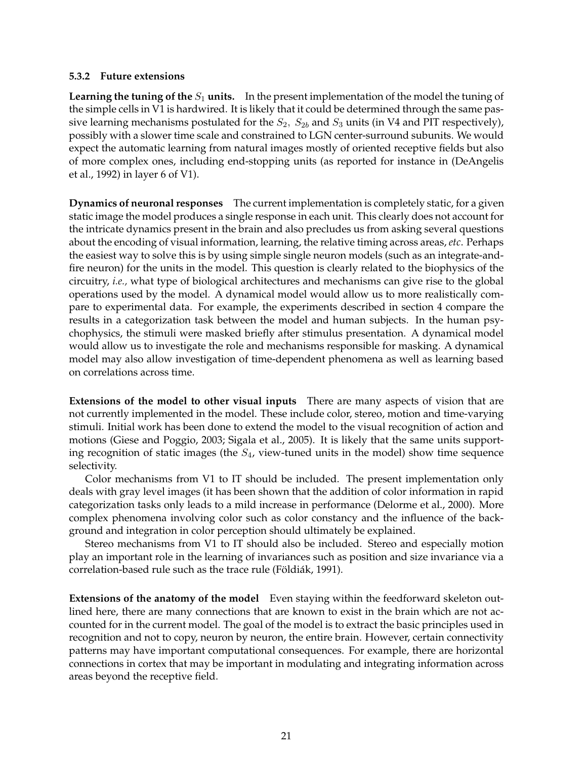#### 5.3.2 Future extensions

**Learning the tuning of the $S_1$ units.** In the present implementation of the model the tuning of the simple cells in V1 is hardwired. It is likely that it could be determined through the same passive learning mechanisms postulated for the $S_2$, $S_{2b}$ and $S_3$ units (in V4 and PIT respectively), possibly with a slower time scale and constrained to LGN center-surround subunits. We would expect the automatic learning from natural images mostly of oriented receptive fields but also of more complex ones, including end-stopping units (as reported for instance in (DeAngelis et al., 1992) in layer 6 of V1).

**Dynamics of neuronal responses** The current implementation is completely static, for a given static image the model produces a single response in each unit. This clearly does not account for the intricate dynamics present in the brain and also precludes us from asking several questions about the encoding of visual information, learning, the relative timing across areas, *etc*. Perhaps the easiest way to solve this is by using simple single neuron models (such as an integrate-and-fire neuron) for the units in the model. This question is clearly related to the biophysics of the circuitry, *i.e.,* what type of biological architectures and mechanisms can give rise to the global operations used by the model. A dynamical model would allow us to more realistically compare to experimental data. For example, the experiments described in section 4 compare the results in a categorization task between the model and human subjects. In the human psychophysics, the stimuli were masked briefly after stimulus presentation. A dynamical model would allow us to investigate the role and mechanisms responsible for masking. A dynamical model may also allow investigation of time-dependent phenomena as well as learning based on correlations across time.

**Extensions of the model to other visual inputs** There are many aspects of vision that are not currently implemented in the model. These include color, stereo, motion and time-varying stimuli. Initial work has been done to extend the model to the visual recognition of action and motions (Giese and Poggio, 2003; Sigala et al., 2005). It is likely that the same units supporting recognition of static images (the $S_4$, view-tuned units in the model) show time sequence selectivity.

Color mechanisms from V1 to IT should be included. The present implementation only deals with gray level images (it has been shown that the addition of color information in rapid categorization tasks only leads to a mild increase in performance (Delorme et al., 2000). More complex phenomena involving color such as color constancy and the influence of the background and integration in color perception should ultimately be explained.

Stereo mechanisms from V1 to IT should also be included. Stereo and especially motion play an important role in the learning of invariances such as position and size invariance via a correlation-based rule such as the trace rule (Földiák, 1991).

**Extensions of the anatomy of the model** Even staying within the feedforward skeleton outlined here, there are many connections that are known to exist in the brain which are not accounted for in the current model. The goal of the model is to extract the basic principles used in recognition and not to copy, neuron by neuron, the entire brain. However, certain connectivity patterns may have important computational consequences. For example, there are horizontal connections in cortex that may be important in modulating and integrating information across areas beyond the receptive field.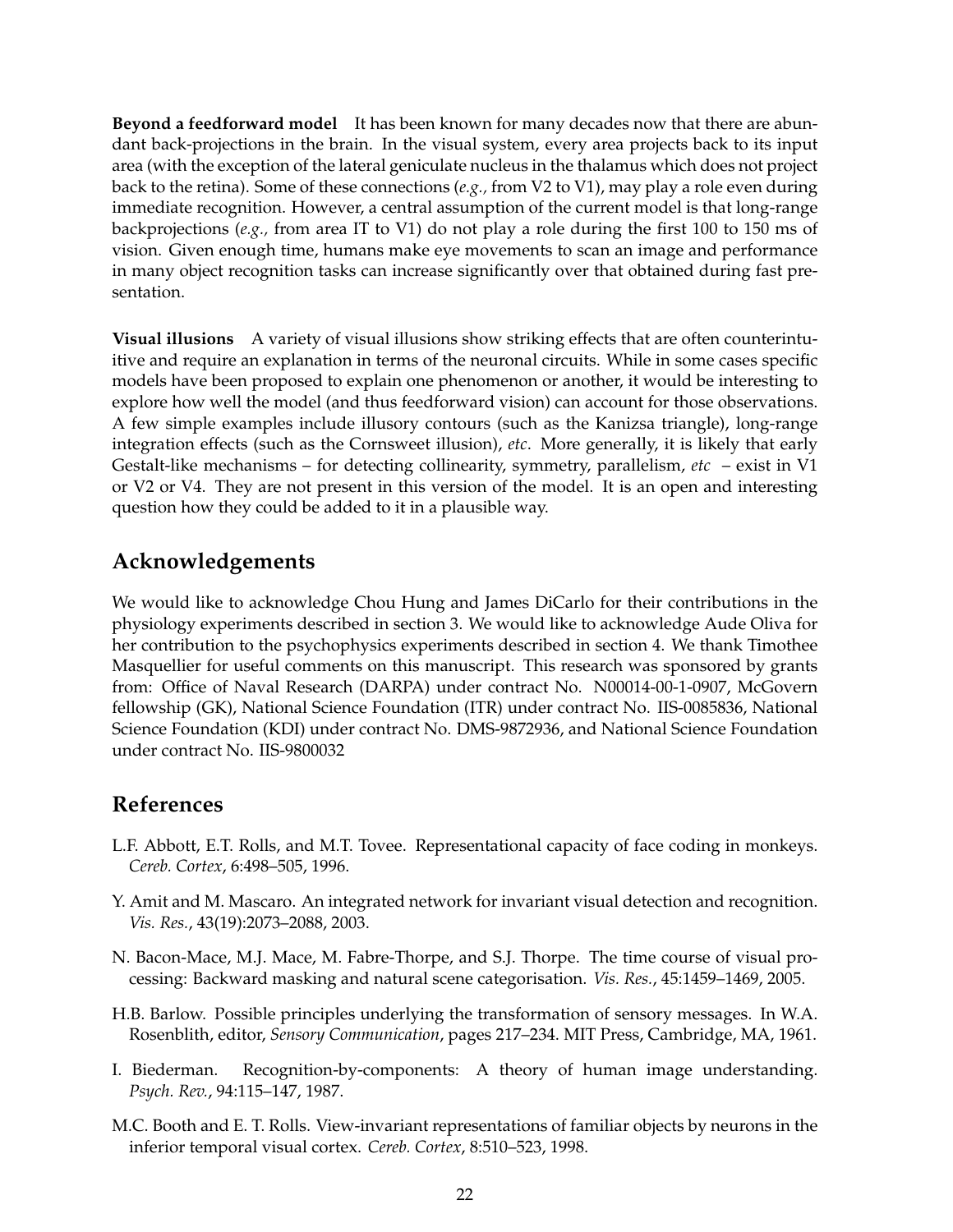**Beyond a feedforward model** It has been known for many decades now that there are abundant back-projections in the brain. In the visual system, every area projects back to its input area (with the exception of the lateral geniculate nucleus in the thalamus which does not project back to the retina). Some of these connections (*e.g.,* from V2 to V1), may play a role even during immediate recognition. However, a central assumption of the current model is that long-range backprojections (*e.g.,* from area IT to V1) do not play a role during the first 100 to 150 ms of vision. Given enough time, humans make eye movements to scan an image and performance in many object recognition tasks can increase significantly over that obtained during fast presentation.

**Visual illusions** A variety of visual illusions show striking effects that are often counterintuitive and require an explanation in terms of the neuronal circuits. While in some cases specific models have been proposed to explain one phenomenon or another, it would be interesting to explore how well the model (and thus feedforward vision) can account for those observations. A few simple examples include illusory contours (such as the Kanizsa triangle), long-range integration effects (such as the Cornsweet illusion), *etc*. More generally, it is likely that early Gestalt-like mechanisms – for detecting collinearity, symmetry, parallelism, *etc* – exist in V1 or V2 or V4. They are not present in this version of the model. It is an open and interesting question how they could be added to it in a plausible way.

## Acknowledgements

We would like to acknowledge Chou Hung and James DiCarlo for their contributions in the physiology experiments described in section 3. We would like to acknowledge Aude Oliva for her contribution to the psychophysics experiments described in section 4. We thank Timothee Masquellier for useful comments on this manuscript. This research was sponsored by grants from: Office of Naval Research (DARPA) under contract No. N00014-00-1-0907, McGovern fellowship (GK), National Science Foundation (ITR) under contract No. IIS-0085836, National Science Foundation (KDI) under contract No. DMS-9872936, and National Science Foundation under contract No. IIS-9800032

## References

L.F. Abbott, E.T. Rolls, and M.T. Tovee. Representational capacity of face coding in monkeys. *Cereb. Cortex*, 6:498–505, 1996.

Y. Amit and M. Mascaro. An integrated network for invariant visual detection and recognition. *Vis. Res.*, 43(19):2073–2088, 2003.

N. Bacon-Mace, M.J. Mace, M. Fabre-Thorpe, and S.J. Thorpe. The time course of visual processing: Backward masking and natural scene categorisation. *Vis. Res.*, 45:1459–1469, 2005.

H.B. Barlow. Possible principles underlying the transformation of sensory messages. In W.A. Rosenblith, editor, *Sensory Communication*, pages 217–234. MIT Press, Cambridge, MA, 1961.

I. Biederman. Recognition-by-components: A theory of human image understanding. *Psych. Rev.*, 94:115–147, 1987.

M.C. Booth and E. T. Rolls. View-invariant representations of familiar objects by neurons in the inferior temporal visual cortex. *Cereb. Cortex*, 8:510–523, 1998.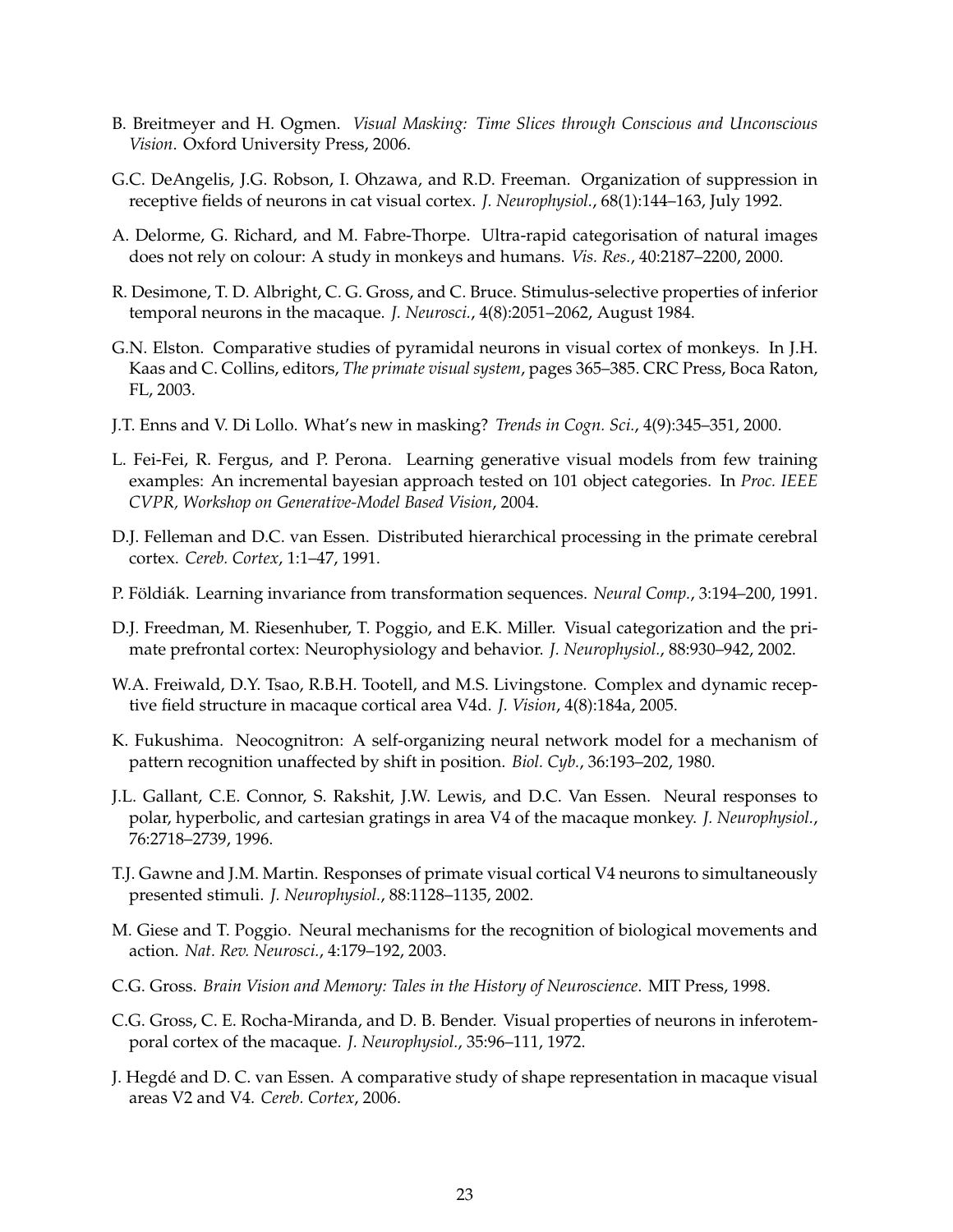B. Breitmeyer and H. Ogmen. *Visual Masking: Time Slices through Conscious and Unconscious Vision*. Oxford University Press, 2006.

G.C. DeAngelis, J.G. Robson, I. Ohzawa, and R.D. Freeman. Organization of suppression in receptive fields of neurons in cat visual cortex. *J. Neurophysiol.*, 68(1):144–163, July 1992.

A. Delorme, G. Richard, and M. Fabre-Thorpe. Ultra-rapid categorisation of natural images does not rely on colour: A study in monkeys and humans. *Vis. Res.*, 40:2187–2200, 2000.

R. Desimone, T. D. Albright, C. G. Gross, and C. Bruce. Stimulus-selective properties of inferior temporal neurons in the macaque. *J. Neurosci.*, 4(8):2051–2062, August 1984.

G.N. Elston. Comparative studies of pyramidal neurons in visual cortex of monkeys. In J.H. Kaas and C. Collins, editors, *The primate visual system*, pages 365–385. CRC Press, Boca Raton, FL, 2003.

J.T. Enns and V. Di Lollo. What's new in masking? *Trends in Cogn. Sci.*, 4(9):345–351, 2000.

L. Fei-Fei, R. Fergus, and P. Perona. Learning generative visual models from few training examples: An incremental bayesian approach tested on 101 object categories. In *Proc. IEEE CVPR, Workshop on Generative-Model Based Vision*, 2004.

D.J. Felleman and D.C. van Essen. Distributed hierarchical processing in the primate cerebral cortex. *Cereb. Cortex*, 1:1–47, 1991.

P. Földiák. Learning invariance from transformation sequences. *Neural Comp.*, 3:194–200, 1991.

D.J. Freedman, M. Riesenhuber, T. Poggio, and E.K. Miller. Visual categorization and the primate prefrontal cortex: Neurophysiology and behavior. *J. Neurophysiol.*, 88:930–942, 2002.

W.A. Freiwald, D.Y. Tsao, R.B.H. Tootell, and M.S. Livingstone. Complex and dynamic receptive field structure in macaque cortical area V4d. *J. Vision*, 4(8):184a, 2005.

K. Fukushima. Neocognitron: A self-organizing neural network model for a mechanism of pattern recognition unaffected by shift in position. *Biol. Cyb.*, 36:193–202, 1980.

J.L. Gallant, C.E. Connor, S. Rakshit, J.W. Lewis, and D.C. Van Essen. Neural responses to polar, hyperbolic, and cartesian gratings in area V4 of the macaque monkey. *J. Neurophysiol.*, 76:2718–2739, 1996.

T.J. Gawne and J.M. Martin. Responses of primate visual cortical V4 neurons to simultaneously presented stimuli. *J. Neurophysiol.*, 88:1128–1135, 2002.

M. Giese and T. Poggio. Neural mechanisms for the recognition of biological movements and action. *Nat. Rev. Neurosci.*, 4:179–192, 2003.

C.G. Gross. *Brain Vision and Memory: Tales in the History of Neuroscience*. MIT Press, 1998.

C.G. Gross, C. E. Rocha-Miranda, and D. B. Bender. Visual properties of neurons in inferotemporal cortex of the macaque. *J. Neurophysiol.*, 35:96–111, 1972.

J. Hegdé and D. C. van Essen. A comparative study of shape representation in macaque visual areas V2 and V4. *Cereb. Cortex*, 2006.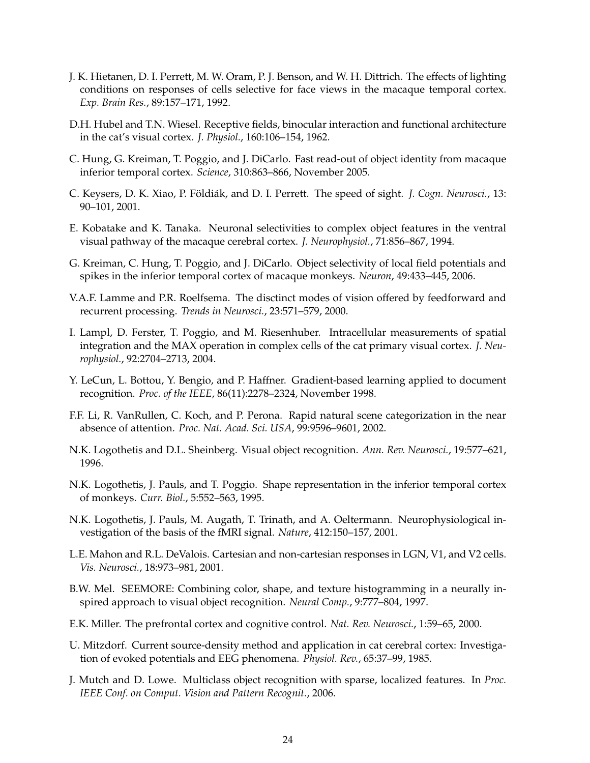J. K. Hietanen, D. I. Perrett, M. W. Oram, P. J. Benson, and W. H. Dittrich. The effects of lighting conditions on responses of cells selective for face views in the macaque temporal cortex. *Exp. Brain Res.*, 89:157–171, 1992.

D.H. Hubel and T.N. Wiesel. Receptive fields, binocular interaction and functional architecture in the cat's visual cortex. *J. Physiol.*, 160:106–154, 1962.

C. Hung, G. Kreiman, T. Poggio, and J. DiCarlo. Fast read-out of object identity from macaque inferior temporal cortex. *Science*, 310:863–866, November 2005.

C. Keysers, D. K. Xiao, P. Földiák, and D. I. Perrett. The speed of sight. *J. Cogn. Neurosci.*, 13: 90–101, 2001.

E. Kobatake and K. Tanaka. Neuronal selectivities to complex object features in the ventral visual pathway of the macaque cerebral cortex. *J. Neurophysiol.*, 71:856–867, 1994.

G. Kreiman, C. Hung, T. Poggio, and J. DiCarlo. Object selectivity of local field potentials and spikes in the inferior temporal cortex of macaque monkeys. *Neuron*, 49:433–445, 2006.

V.A.F. Lamme and P.R. Roelfsema. The disctinct modes of vision offered by feedforward and recurrent processing. *Trends in Neurosci.*, 23:571–579, 2000.

I. Lampl, D. Ferster, T. Poggio, and M. Riesenhuber. Intracellular measurements of spatial integration and the MAX operation in complex cells of the cat primary visual cortex. *J. Neurophysiol.*, 92:2704–2713, 2004.

Y. LeCun, L. Bottou, Y. Bengio, and P. Haffner. Gradient-based learning applied to document recognition. *Proc. of the IEEE*, 86(11):2278–2324, November 1998.

F.F. Li, R. VanRullen, C. Koch, and P. Perona. Rapid natural scene categorization in the near absence of attention. *Proc. Nat. Acad. Sci. USA*, 99:9596–9601, 2002.

N.K. Logothetis and D.L. Sheinberg. Visual object recognition. *Ann. Rev. Neurosci.*, 19:577–621, 1996.

N.K. Logothetis, J. Pauls, and T. Poggio. Shape representation in the inferior temporal cortex of monkeys. *Curr. Biol.*, 5:552–563, 1995.

N.K. Logothetis, J. Pauls, M. Augath, T. Trinath, and A. Oeltermann. Neurophysiological investigation of the basis of the fMRI signal. *Nature*, 412:150–157, 2001.

L.E. Mahon and R.L. DeValois. Cartesian and non-cartesian responses in LGN, V1, and V2 cells. *Vis. Neurosci.*, 18:973–981, 2001.

B.W. Mel. SEEMORE: Combining color, shape, and texture histogramming in a neurally inspired approach to visual object recognition. *Neural Comp.*, 9:777–804, 1997.

E.K. Miller. The prefrontal cortex and cognitive control. *Nat. Rev. Neurosci.*, 1:59–65, 2000.

U. Mitzdorf. Current source-density method and application in cat cerebral cortex: Investigation of evoked potentials and EEG phenomena. *Physiol. Rev.*, 65:37–99, 1985.

J. Mutch and D. Lowe. Multiclass object recognition with sparse, localized features. In *Proc. IEEE Conf. on Comput. Vision and Pattern Recognit.*, 2006.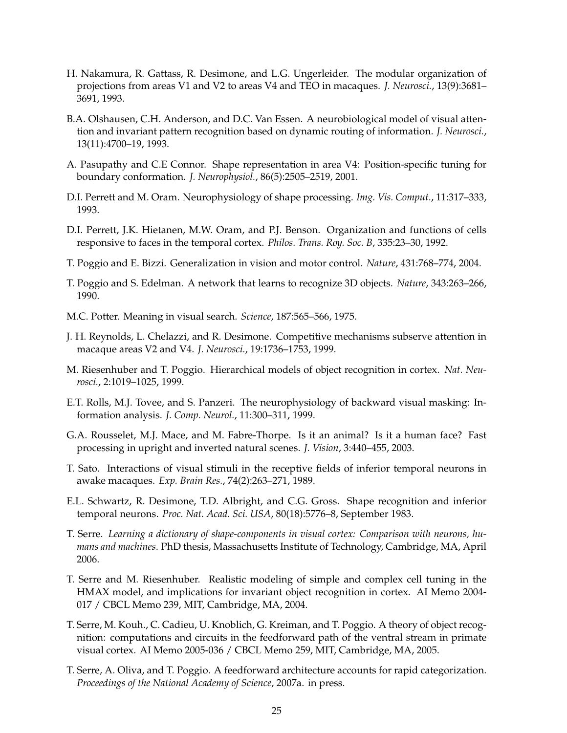H. Nakamura, R. Gattass, R. Desimone, and L.G. Ungerleider. The modular organization of projections from areas V1 and V2 to areas V4 and TEO in macaques. *J. Neurosci.*, 13(9):3681–3691, 1993.

B.A. Olshausen, C.H. Anderson, and D.C. Van Essen. A neurobiological model of visual attention and invariant pattern recognition based on dynamic routing of information. *J. Neurosci.*, 13(11):4700–19, 1993.

A. Pasupathy and C.E Connor. Shape representation in area V4: Position-specific tuning for boundary conformation. *J. Neurophysiol.*, 86(5):2505–2519, 2001.

D.I. Perrett and M. Oram. Neurophysiology of shape processing. *Img. Vis. Comput.*, 11:317–333, 1993.

D.I. Perrett, J.K. Hietanen, M.W. Oram, and P.J. Benson. Organization and functions of cells responsive to faces in the temporal cortex. *Philos. Trans. Roy. Soc. B*, 335:23–30, 1992.

T. Poggio and E. Bizzi. Generalization in vision and motor control. *Nature*, 431:768–774, 2004.

T. Poggio and S. Edelman. A network that learns to recognize 3D objects. *Nature*, 343:263–266, 1990.

M.C. Potter. Meaning in visual search. *Science*, 187:565–566, 1975.

J. H. Reynolds, L. Chelazzi, and R. Desimone. Competitive mechanisms subserve attention in macaque areas V2 and V4. *J. Neurosci.*, 19:1736–1753, 1999.

M. Riesenhuber and T. Poggio. Hierarchical models of object recognition in cortex. *Nat. Neurosci.*, 2:1019–1025, 1999.

E.T. Rolls, M.J. Tovee, and S. Panzeri. The neurophysiology of backward visual masking: Information analysis. *J. Comp. Neurol.*, 11:300–311, 1999.

G.A. Rousselet, M.J. Mace, and M. Fabre-Thorpe. Is it an animal? Is it a human face? Fast processing in upright and inverted natural scenes. *J. Vision*, 3:440–455, 2003.

T. Sato. Interactions of visual stimuli in the receptive fields of inferior temporal neurons in awake macaques. *Exp. Brain Res.*, 74(2):263–271, 1989.

E.L. Schwartz, R. Desimone, T.D. Albright, and C.G. Gross. Shape recognition and inferior temporal neurons. *Proc. Nat. Acad. Sci. USA*, 80(18):5776–8, September 1983.

T. Serre. *Learning a dictionary of shape-components in visual cortex: Comparison with neurons, humans and machines*. PhD thesis, Massachusetts Institute of Technology, Cambridge, MA, April 2006.

T. Serre and M. Riesenhuber. Realistic modeling of simple and complex cell tuning in the HMAX model, and implications for invariant object recognition in cortex. AI Memo 2004-017 / CBCL Memo 239, MIT, Cambridge, MA, 2004.

T. Serre, M. Kouh., C. Cadieu, U. Knoblich, G. Kreiman, and T. Poggio. A theory of object recognition: computations and circuits in the feedforward path of the ventral stream in primate visual cortex. AI Memo 2005-036 / CBCL Memo 259, MIT, Cambridge, MA, 2005.

T. Serre, A. Oliva, and T. Poggio. A feedforward architecture accounts for rapid categorization. *Proceedings of the National Academy of Science*, 2007a. in press.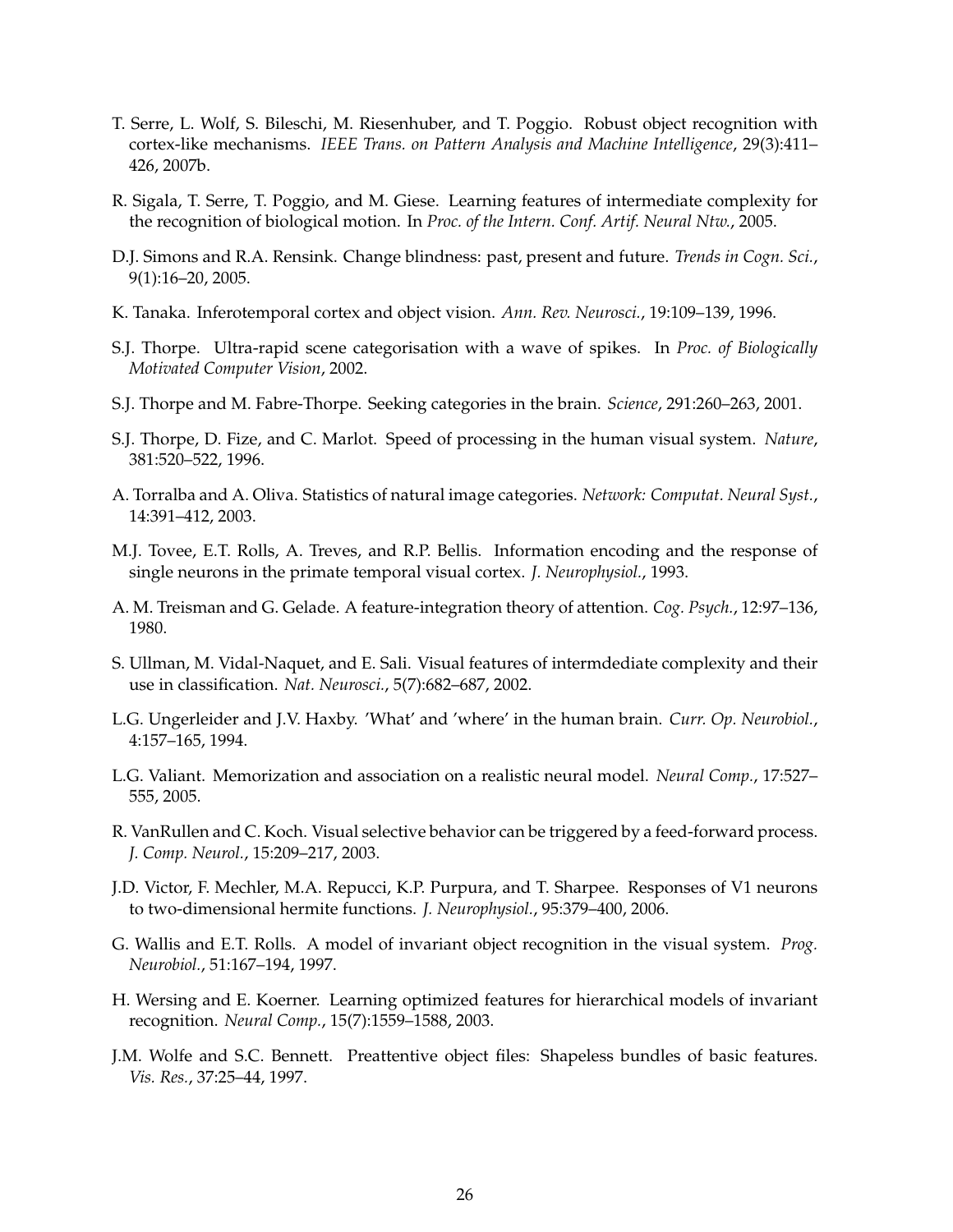T. Serre, L. Wolf, S. Bileschi, M. Riesenhuber, and T. Poggio. Robust object recognition with cortex-like mechanisms. *IEEE Trans. on Pattern Analysis and Machine Intelligence*, 29(3):411–426, 2007b.

R. Sigala, T. Serre, T. Poggio, and M. Giese. Learning features of intermediate complexity for the recognition of biological motion. In *Proc. of the Intern. Conf. Artif. Neural Ntw.*, 2005.

D.J. Simons and R.A. Rensink. Change blindness: past, present and future. *Trends in Cogn. Sci.*, 9(1):16–20, 2005.

K. Tanaka. Inferotemporal cortex and object vision. *Ann. Rev. Neurosci.*, 19:109–139, 1996.

S.J. Thorpe. Ultra-rapid scene categorisation with a wave of spikes. In *Proc. of Biologically Motivated Computer Vision*, 2002.

S.J. Thorpe and M. Fabre-Thorpe. Seeking categories in the brain. *Science*, 291:260–263, 2001.

S.J. Thorpe, D. Fize, and C. Marlot. Speed of processing in the human visual system. *Nature*, 381:520–522, 1996.

A. Torralba and A. Oliva. Statistics of natural image categories. *Network: Computat. Neural Syst.*, 14:391–412, 2003.

M.J. Tovee, E.T. Rolls, A. Treves, and R.P. Bellis. Information encoding and the response of single neurons in the primate temporal visual cortex. *J. Neurophysiol.*, 1993.

A. M. Treisman and G. Gelade. A feature-integration theory of attention. *Cog. Psych.*, 12:97–136, 1980.

S. Ullman, M. Vidal-Naquet, and E. Sali. Visual features of intermdediate complexity and their use in classification. *Nat. Neurosci.*, 5(7):682–687, 2002.

L.G. Ungerleider and J.V. Haxby. 'What' and 'where' in the human brain. *Curr. Op. Neurobiol.*, 4:157–165, 1994.

L.G. Valiant. Memorization and association on a realistic neural model. *Neural Comp.*, 17:527–555, 2005.

R. VanRullen and C. Koch. Visual selective behavior can be triggered by a feed-forward process. *J. Comp. Neurol.*, 15:209–217, 2003.

J.D. Victor, F. Mechler, M.A. Repucci, K.P. Purpura, and T. Sharpee. Responses of V1 neurons to two-dimensional hermite functions. *J. Neurophysiol.*, 95:379–400, 2006.

G. Wallis and E.T. Rolls. A model of invariant object recognition in the visual system. *Prog. Neurobiol.*, 51:167–194, 1997.

H. Wersing and E. Koerner. Learning optimized features for hierarchical models of invariant recognition. *Neural Comp.*, 15(7):1559–1588, 2003.

J.M. Wolfe and S.C. Bennett. Preattentive object files: Shapeless bundles of basic features. *Vis. Res.*, 37:25–44, 1997.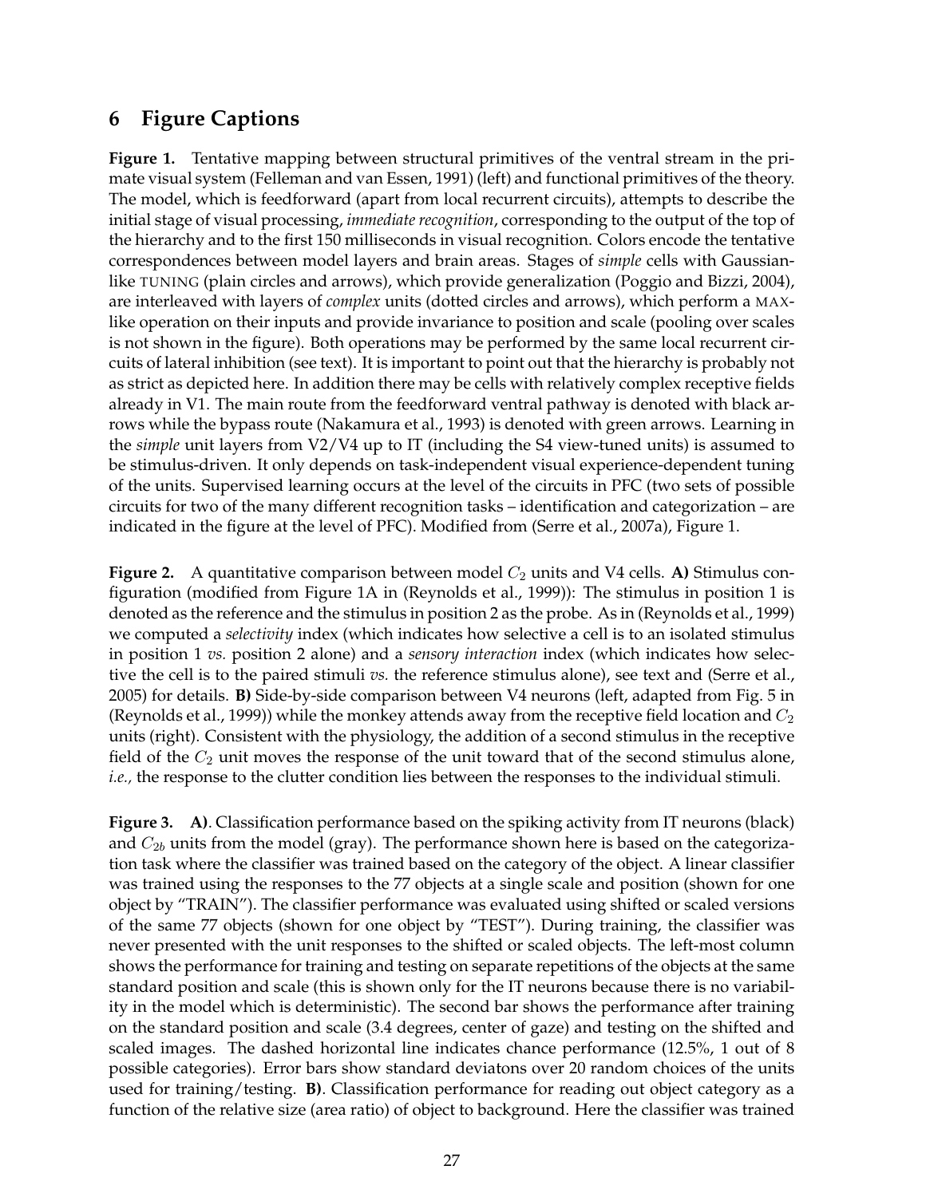## 6 Figure Captions

**Figure 1.** Tentative mapping between structural primitives of the ventral stream in the primate visual system (Felleman and van Essen, 1991) (left) and functional primitives of the theory. The model, which is feedforward (apart from local recurrent circuits), attempts to describe the initial stage of visual processing, *immediate recognition*, corresponding to the output of the top of the hierarchy and to the first 150 milliseconds in visual recognition. Colors encode the tentative correspondences between model layers and brain areas. Stages of *simple* cells with Gaussian-like TUNING (plain circles and arrows), which provide generalization (Poggio and Bizzi, 2004), are interleaved with layers of *complex* units (dotted circles and arrows), which perform a MAX-like operation on their inputs and provide invariance to position and scale (pooling over scales is not shown in the figure). Both operations may be performed by the same local recurrent circuits of lateral inhibition (see text). It is important to point out that the hierarchy is probably not as strict as depicted here. In addition there may be cells with relatively complex receptive fields already in V1. The main route from the feedforward ventral pathway is denoted with black arrows while the bypass route (Nakamura et al., 1993) is denoted with green arrows. Learning in the *simple* unit layers from V2/V4 up to IT (including the S4 view-tuned units) is assumed to be stimulus-driven. It only depends on task-independent visual experience-dependent tuning of the units. Supervised learning occurs at the level of the circuits in PFC (two sets of possible circuits for two of the many different recognition tasks – identification and categorization – are indicated in the figure at the level of PFC). Modified from (Serre et al., 2007a), Figure 1.

**Figure 2.** A quantitative comparison between model $C_2$ units and V4 cells. **A)** Stimulus configuration (modified from Figure 1A in (Reynolds et al., 1999)): The stimulus in position 1 is denoted as the reference and the stimulus in position 2 as the probe. As in (Reynolds et al., 1999) we computed a *selectivity* index (which indicates how selective a cell is to an isolated stimulus in position 1 *vs.* position 2 alone) and a *sensory interaction* index (which indicates how selective the cell is to the paired stimuli *vs.* the reference stimulus alone), see text and (Serre et al., 2005) for details. **B)** Side-by-side comparison between V4 neurons (left, adapted from Fig. 5 in (Reynolds et al., 1999)) while the monkey attends away from the receptive field location and $C_2$ units (right). Consistent with the physiology, the addition of a second stimulus in the receptive field of the $C_2$ unit moves the response of the unit toward that of the second stimulus alone, *i.e.,* the response to the clutter condition lies between the responses to the individual stimuli.

**Figure 3.** **A)**. Classification performance based on the spiking activity from IT neurons (black) and $C_{2b}$ units from the model (gray). The performance shown here is based on the categorization task where the classifier was trained based on the category of the object. A linear classifier was trained using the responses to the 77 objects at a single scale and position (shown for one object by "TRAIN"). The classifier performance was evaluated using shifted or scaled versions of the same 77 objects (shown for one object by "TEST"). During training, the classifier was never presented with the unit responses to the shifted or scaled objects. The left-most column shows the performance for training and testing on separate repetitions of the objects at the same standard position and scale (this is shown only for the IT neurons because there is no variability in the model which is deterministic). The second bar shows the performance after training on the standard position and scale (3.4 degrees, center of gaze) and testing on the shifted and scaled images. The dashed horizontal line indicates chance performance (12.5%, 1 out of 8 possible categories). Error bars show standard deviatons over 20 random choices of the units used for training/testing. **B)**. Classification performance for reading out object category as a function of the relative size (area ratio) of object to background. Here the classifier was trained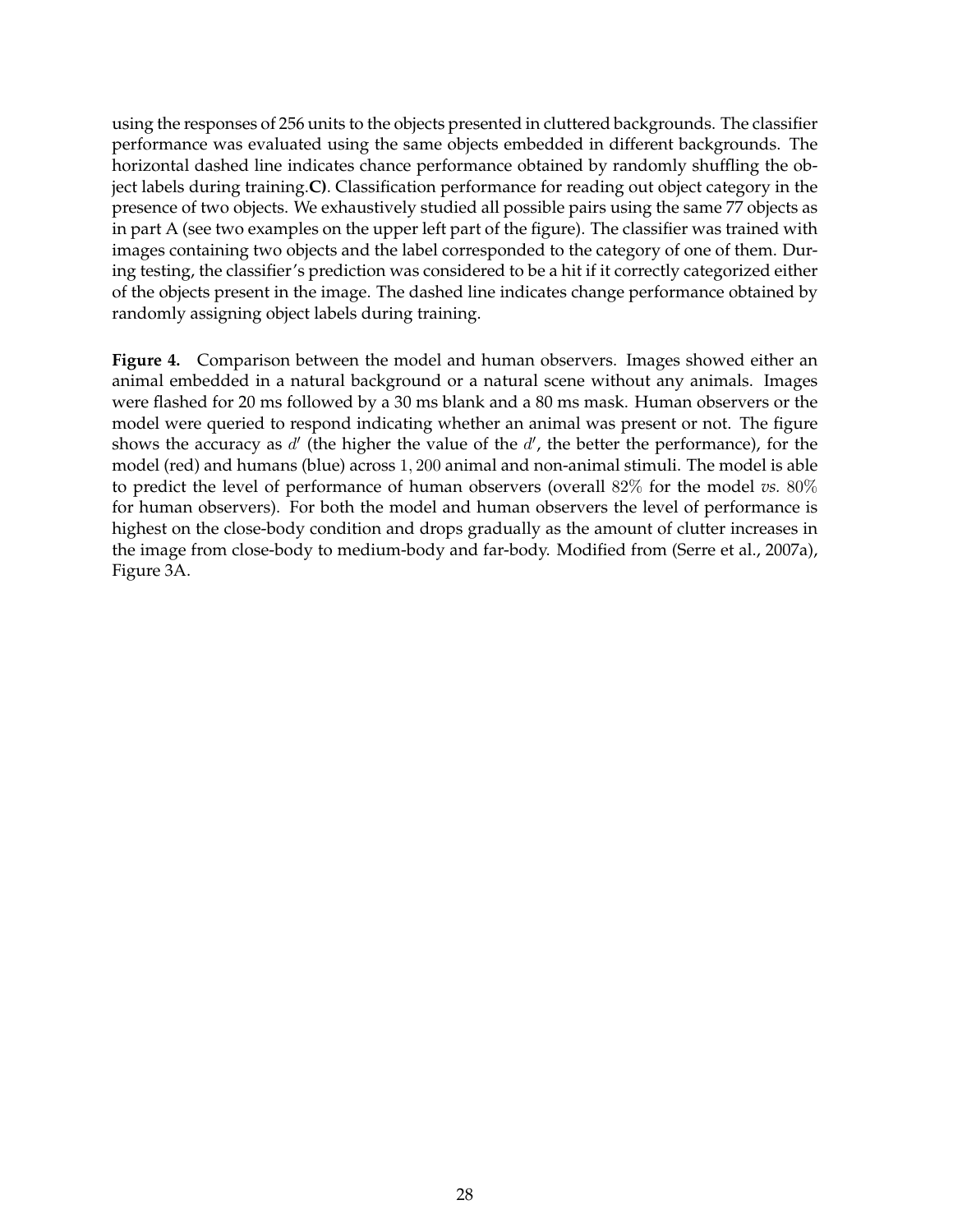using the responses of 256 units to the objects presented in cluttered backgrounds. The classifier performance was evaluated using the same objects embedded in different backgrounds. The horizontal dashed line indicates chance performance obtained by randomly shuffling the object labels during training.**C)**. Classification performance for reading out object category in the presence of two objects. We exhaustively studied all possible pairs using the same 77 objects as in part A (see two examples on the upper left part of the figure). The classifier was trained with images containing two objects and the label corresponded to the category of one of them. During testing, the classifier's prediction was considered to be a hit if it correctly categorized either of the objects present in the image. The dashed line indicates change performance obtained by randomly assigning object labels during training.

**Figure 4.** Comparison between the model and human observers. Images showed either an animal embedded in a natural background or a natural scene without any animals. Images were flashed for 20 ms followed by a 30 ms blank and a 80 ms mask. Human observers or the model were queried to respond indicating whether an animal was present or not. The figure shows the accuracy as $d'$ (the higher the value of the $d'$, the better the performance), for the model (red) and humans (blue) across $1,200$ animal and non-animal stimuli. The model is able to predict the level of performance of human observers (overall $82\%$ for the model *vs.* $80\%$ for human observers). For both the model and human observers the level of performance is highest on the close-body condition and drops gradually as the amount of clutter increases in the image from close-body to medium-body and far-body. Modified from (Serre et al., 2007a), Figure 3A.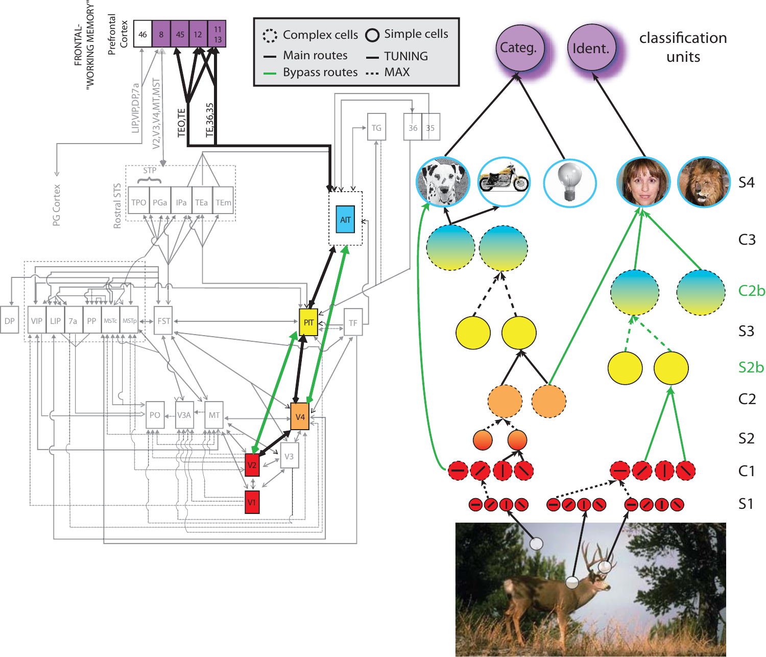FRONTAL- "WORKING MEMORY"

Prefrontal Cortex

46 | 8 | 45 | 12 | 11 13

Complex cells | Simple cells

Main routes | TUNING

Bypass routes | MAX

classification units

Categ. | Ident.

S4

C3

C2b

S3

S2b

C2

S2

C1

S1

LIP,VIP,DP,7a

V2,V3,V4,MT,MST

TEO,TE

TE,36,35

PG Cortex

Rostral STS

STP

TPO | PGa | IPa | TEa | TEm

TG | 36 | 35

AIT

PIT

TF

V4

V2

V3

V1

DP | VIP | LIP | 7a | PP | MSTc | MSTp | FST

PO | V3A | MT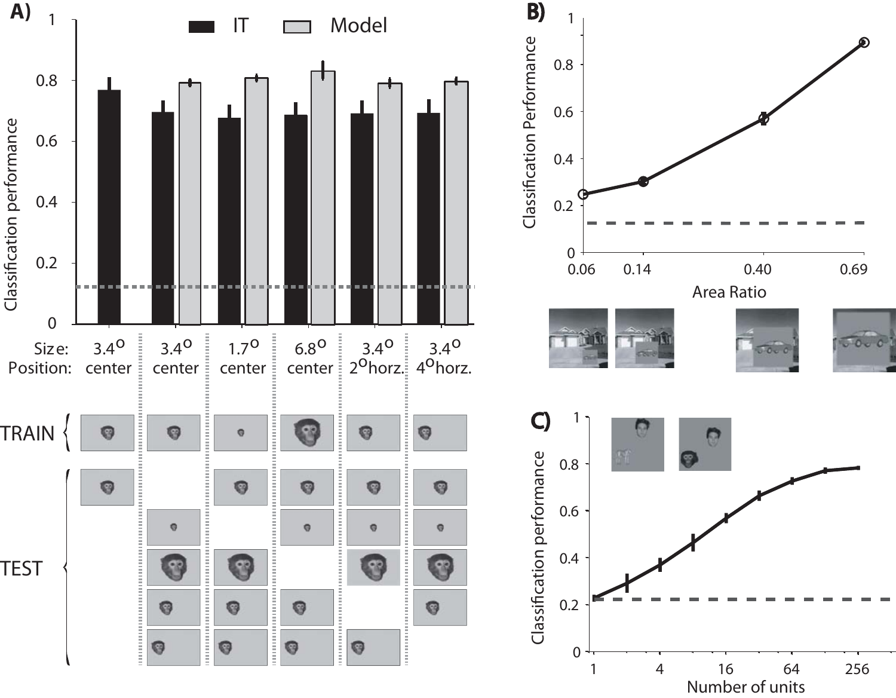**A)**

IT | Model

Classification performance

| Size: | 3.4° | 3.4° | 1.7° | 6.8° | 3.4° | 3.4° |
| --- | --- | --- | --- | --- | --- | --- |
| Position: | center | center | center | center | 2° horz. | 4° horz. |

TRAIN

TEST

**B)**

Classification Performance

Area Ratio: 0.06, 0.14, 0.40, 0.69

**C)**

Classification performance

Number of units: 1, 4, 16, 64, 256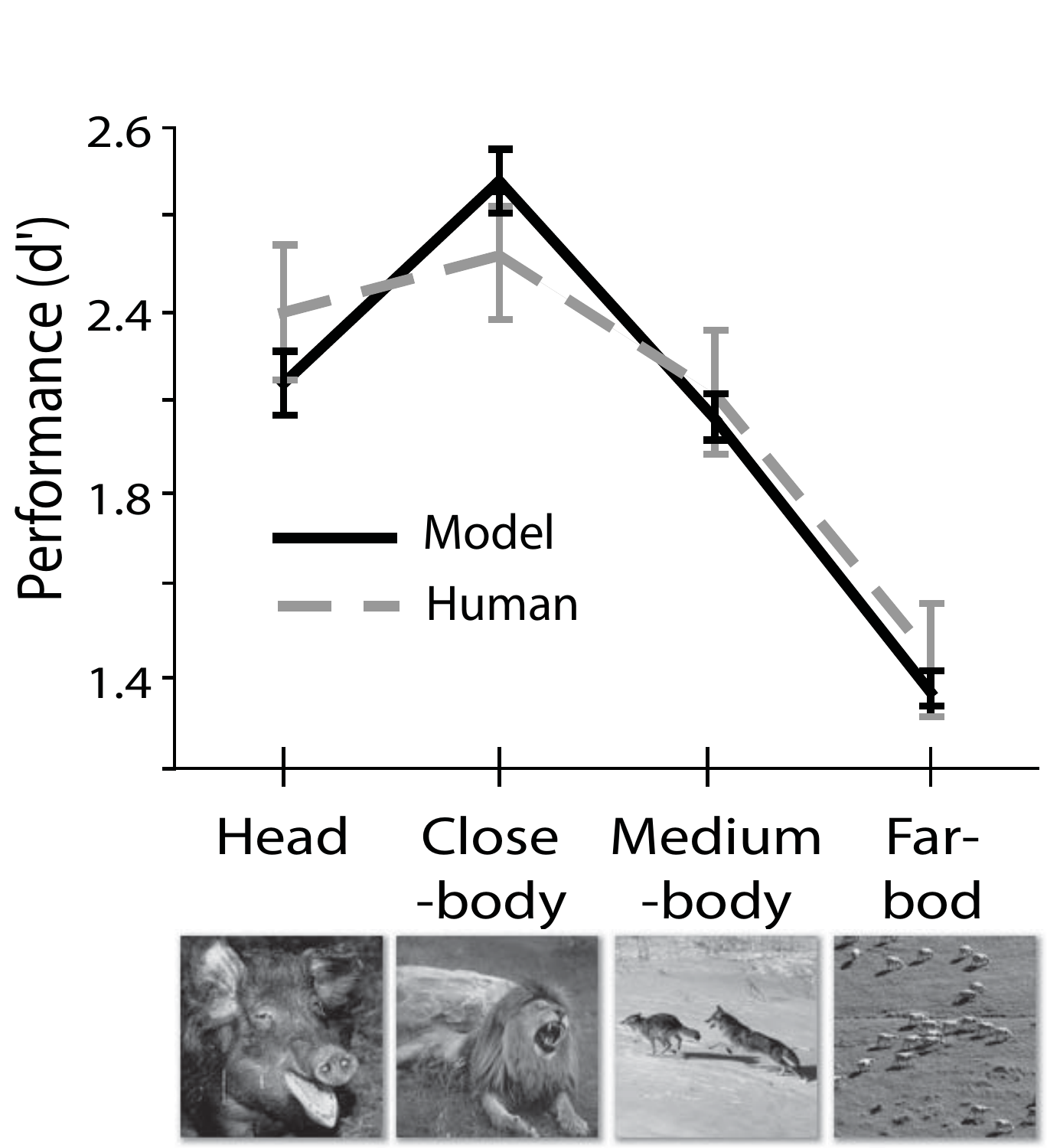2.6

2.4

1.8

1.4

Performance (d')

Model

Human

Head

Close
-body

Medium
-body

Far-
bod